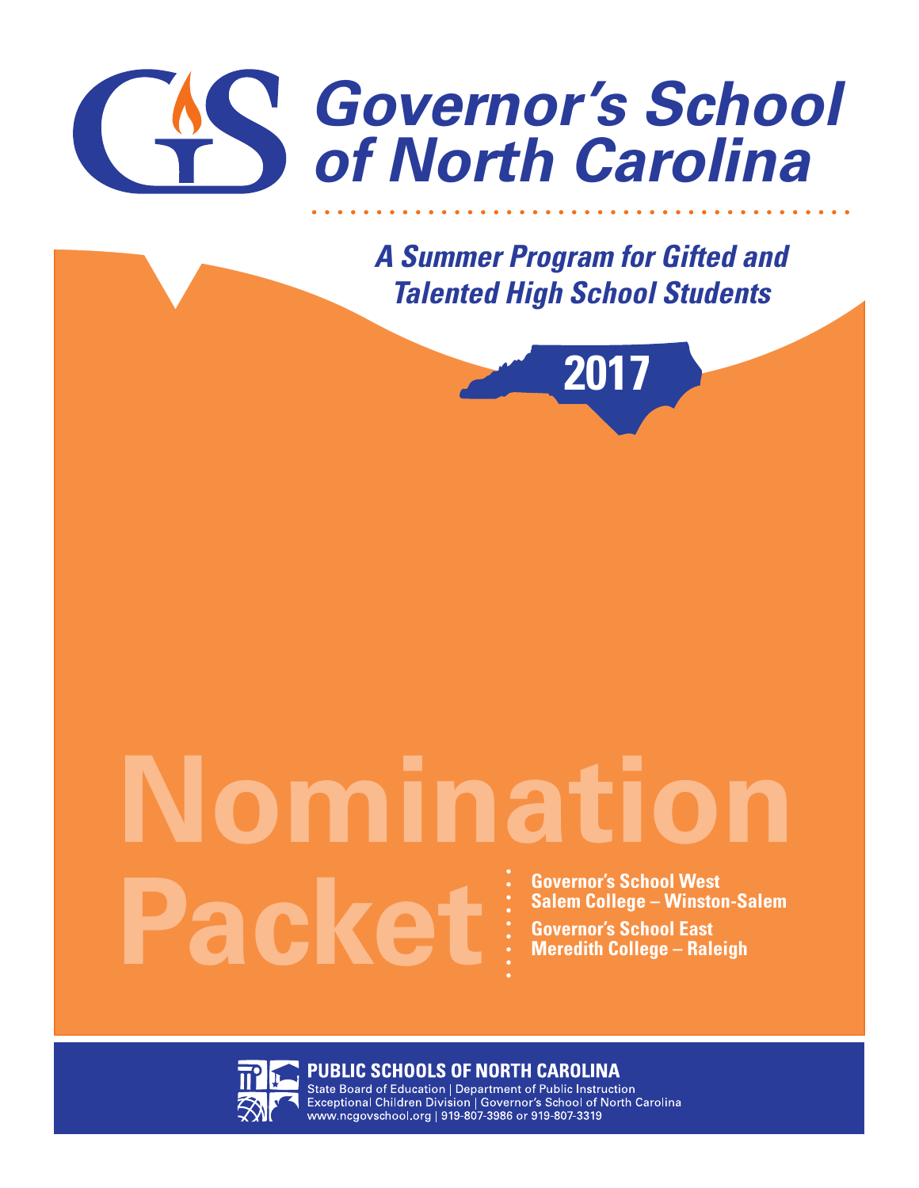# Governor's School of North Carolina

*A Summer Program for Gifted and Talented High School Students*

2017

# Nomination Packet

**Governor's School West**
**Salem College – Winston-Salem**

**Governor's School East**
**Meredith College – Raleigh**

**PUBLIC SCHOOLS OF NORTH CAROLINA**
State Board of Education | Department of Public Instruction
Exceptional Children Division | Governor's School of North Carolina
www.ncgovschool.org | 919-807-3986 or 919-807-3319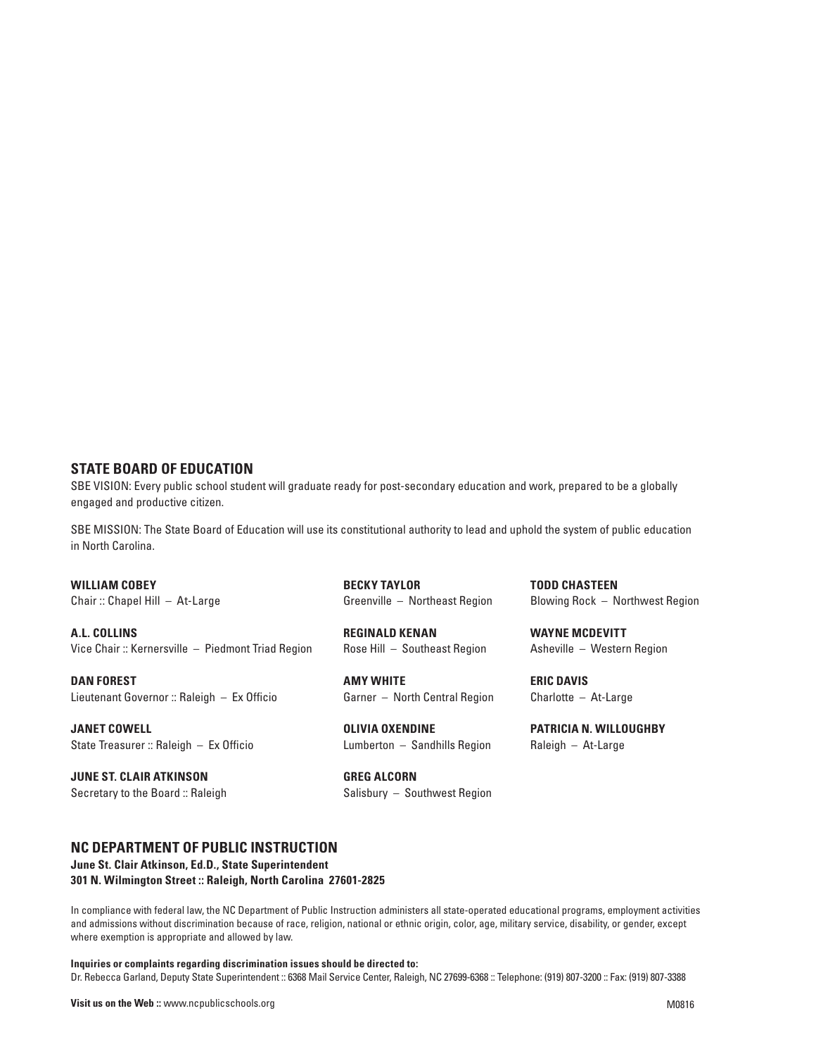## STATE BOARD OF EDUCATION

SBE VISION: Every public school student will graduate ready for post-secondary education and work, prepared to be a globally engaged and productive citizen.

SBE MISSION: The State Board of Education will use its constitutional authority to lead and uphold the system of public education in North Carolina.

**WILLIAM COBEY**
Chair :: Chapel Hill – At-Large

**A.L. COLLINS**
Vice Chair :: Kernersville – Piedmont Triad Region

**DAN FOREST**
Lieutenant Governor :: Raleigh – Ex Officio

**JANET COWELL**
State Treasurer :: Raleigh – Ex Officio

**JUNE ST. CLAIR ATKINSON**
Secretary to the Board :: Raleigh

**BECKY TAYLOR**
Greenville – Northeast Region

**REGINALD KENAN**
Rose Hill – Southeast Region

**AMY WHITE**
Garner – North Central Region

**OLIVIA OXENDINE**
Lumberton – Sandhills Region

**GREG ALCORN**
Salisbury – Southwest Region

**TODD CHASTEEN**
Blowing Rock – Northwest Region

**WAYNE MCDEVITT**
Asheville – Western Region

**ERIC DAVIS**
Charlotte – At-Large

**PATRICIA N. WILLOUGHBY**
Raleigh – At-Large

## NC DEPARTMENT OF PUBLIC INSTRUCTION

**June St. Clair Atkinson, Ed.D., State Superintendent**
**301 N. Wilmington Street :: Raleigh, North Carolina 27601-2825**

In compliance with federal law, the NC Department of Public Instruction administers all state-operated educational programs, employment activities and admissions without discrimination because of race, religion, national or ethnic origin, color, age, military service, disability, or gender, except where exemption is appropriate and allowed by law.

**Inquiries or complaints regarding discrimination issues should be directed to:**
Dr. Rebecca Garland, Deputy State Superintendent :: 6368 Mail Service Center, Raleigh, NC 27699-6368 :: Telephone: (919) 807-3200 :: Fax: (919) 807-3388

**Visit us on the Web ::** www.ncpublicschools.org

M0816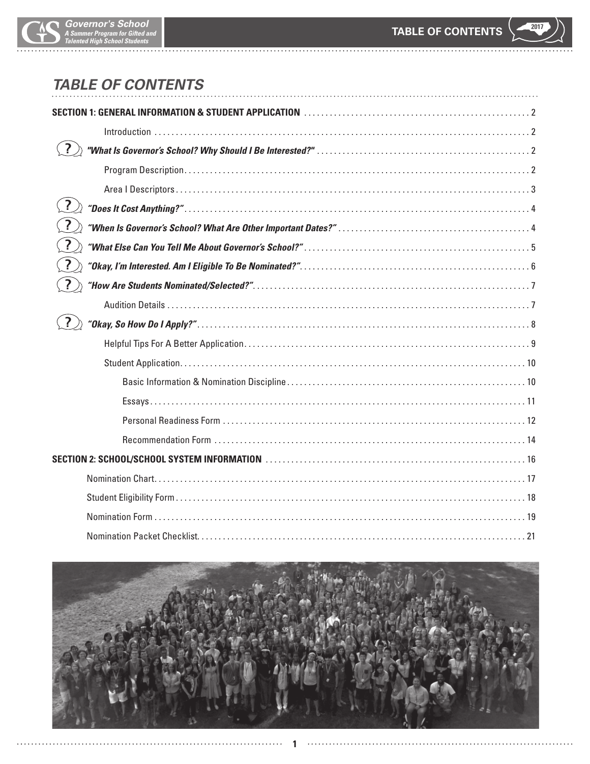# TABLE OF CONTENTS

| | |
|---|---|
| **SECTION 1: GENERAL INFORMATION & STUDENT APPLICATION** | 2 |
| Introduction | 2 |
| ***"What Is Governor's School? Why Should I Be Interested?"*** | 2 |
| Program Description | 2 |
| Area I Descriptors | 3 |
| ***"Does It Cost Anything?"*** | 4 |
| ***"When Is Governor's School? What Are Other Important Dates?"*** | 4 |
| ***"What Else Can You Tell Me About Governor's School?"*** | 5 |
| ***"Okay, I'm Interested. Am I Eligible To Be Nominated?"*** | 6 |
| ***"How Are Students Nominated/Selected?"*** | 7 |
| Audition Details | 7 |
| ***"Okay, So How Do I Apply?"*** | 8 |
| Helpful Tips For A Better Application | 9 |
| Student Application | 10 |
| Basic Information & Nomination Discipline | 10 |
| Essays | 11 |
| Personal Readiness Form | 12 |
| Recommendation Form | 14 |
| **SECTION 2: SCHOOL/SCHOOL SYSTEM INFORMATION** | 16 |
| Nomination Chart | 17 |
| Student Eligibility Form | 18 |
| Nomination Form | 19 |
| Nomination Packet Checklist | 21 |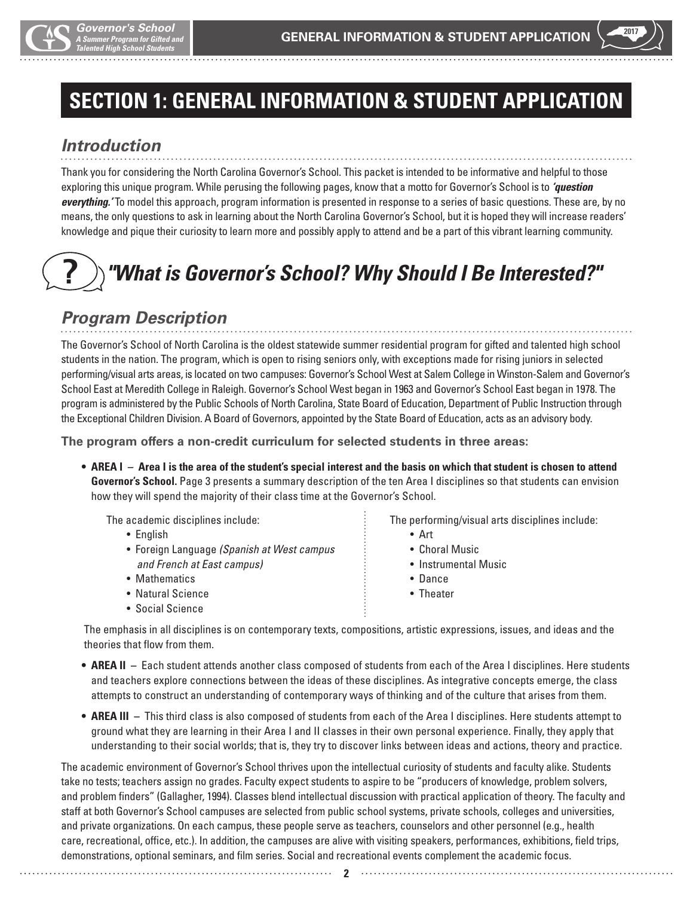# SECTION 1: GENERAL INFORMATION & STUDENT APPLICATION

## *Introduction*

Thank you for considering the North Carolina Governor's School. This packet is intended to be informative and helpful to those exploring this unique program. While perusing the following pages, know that a motto for Governor's School is to ***'question everything.'*** To model this approach, program information is presented in response to a series of basic questions. These are, by no means, the only questions to ask in learning about the North Carolina Governor's School, but it is hoped they will increase readers' knowledge and pique their curiosity to learn more and possibly apply to attend and be a part of this vibrant learning community.

## *"What is Governor's School? Why Should I Be Interested?"*

## *Program Description*

The Governor's School of North Carolina is the oldest statewide summer residential program for gifted and talented high school students in the nation. The program, which is open to rising seniors only, with exceptions made for rising juniors in selected performing/visual arts areas, is located on two campuses: Governor's School West at Salem College in Winston-Salem and Governor's School East at Meredith College in Raleigh. Governor's School West began in 1963 and Governor's School East began in 1978. The program is administered by the Public Schools of North Carolina, State Board of Education, Department of Public Instruction through the Exceptional Children Division. A Board of Governors, appointed by the State Board of Education, acts as an advisory body.

**The program offers a non-credit curriculum for selected students in three areas:**

- **AREA I – Area I is the area of the student's special interest and the basis on which that student is chosen to attend Governor's School.** Page 3 presents a summary description of the ten Area I disciplines so that students can envision how they will spend the majority of their class time at the Governor's School.

  The academic disciplines include:
  - English
  - Foreign Language *(Spanish at West campus and French at East campus)*
  - Mathematics
  - Natural Science
  - Social Science

  The performing/visual arts disciplines include:
  - Art
  - Choral Music
  - Instrumental Music
  - Dance
  - Theater

  The emphasis in all disciplines is on contemporary texts, compositions, artistic expressions, issues, and ideas and the theories that flow from them.

- **AREA II** – Each student attends another class composed of students from each of the Area I disciplines. Here students and teachers explore connections between the ideas of these disciplines. As integrative concepts emerge, the class attempts to construct an understanding of contemporary ways of thinking and of the culture that arises from them.

- **AREA III** – This third class is also composed of students from each of the Area I disciplines. Here students attempt to ground what they are learning in their Area I and II classes in their own personal experience. Finally, they apply that understanding to their social worlds; that is, they try to discover links between ideas and actions, theory and practice.

The academic environment of Governor's School thrives upon the intellectual curiosity of students and faculty alike. Students take no tests; teachers assign no grades. Faculty expect students to aspire to be "producers of knowledge, problem solvers, and problem finders" (Gallagher, 1994). Classes blend intellectual discussion with practical application of theory. The faculty and staff at both Governor's School campuses are selected from public school systems, private schools, colleges and universities, and private organizations. On each campus, these people serve as teachers, counselors and other personnel (e.g., health care, recreational, office, etc.). In addition, the campuses are alive with visiting speakers, performances, exhibitions, field trips, demonstrations, optional seminars, and film series. Social and recreational events complement the academic focus.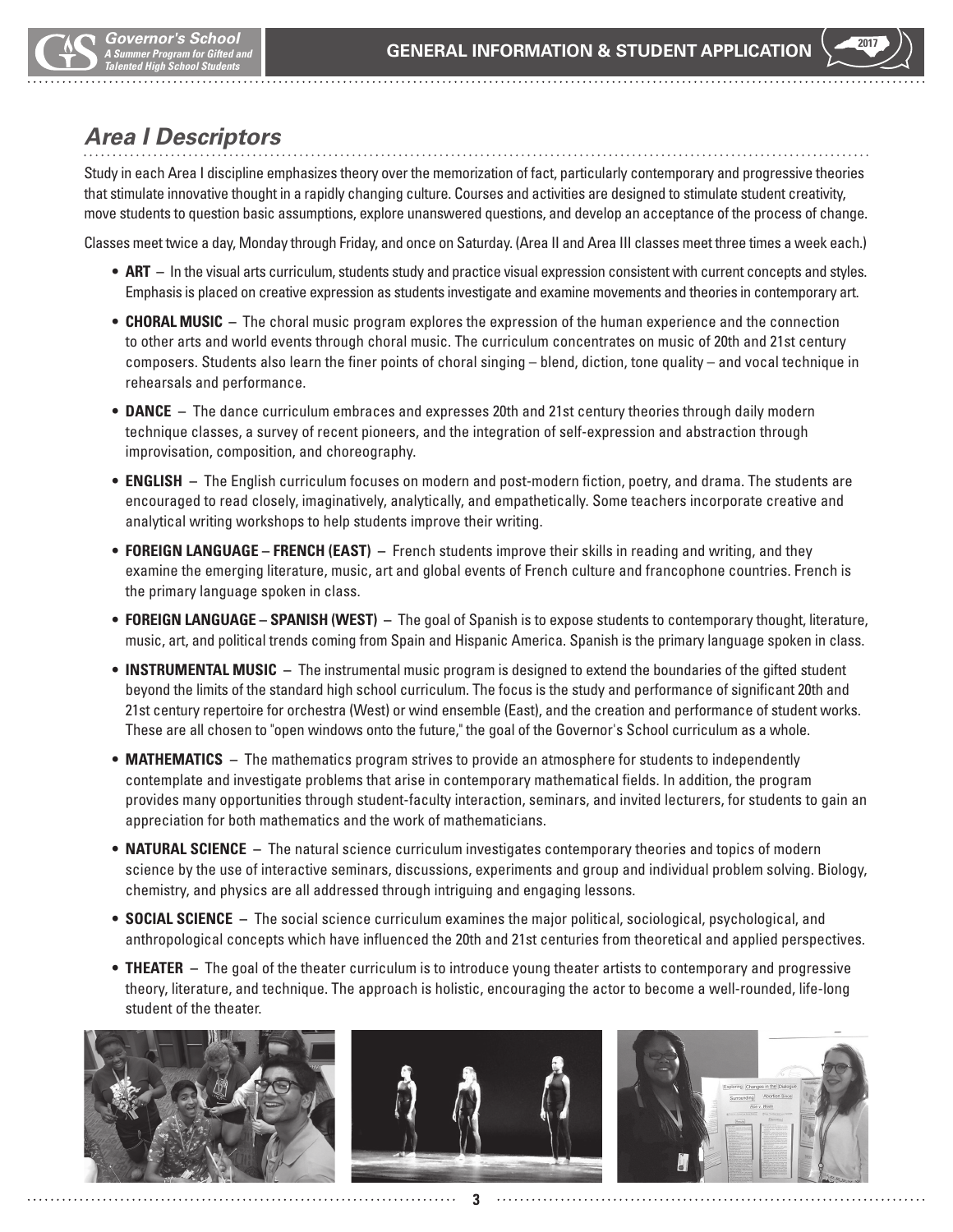## *Area I Descriptors*

Study in each Area I discipline emphasizes theory over the memorization of fact, particularly contemporary and progressive theories that stimulate innovative thought in a rapidly changing culture. Courses and activities are designed to stimulate student creativity, move students to question basic assumptions, explore unanswered questions, and develop an acceptance of the process of change.

Classes meet twice a day, Monday through Friday, and once on Saturday. (Area II and Area III classes meet three times a week each.)

- **ART** – In the visual arts curriculum, students study and practice visual expression consistent with current concepts and styles. Emphasis is placed on creative expression as students investigate and examine movements and theories in contemporary art.
- **CHORAL MUSIC** – The choral music program explores the expression of the human experience and the connection to other arts and world events through choral music. The curriculum concentrates on music of 20th and 21st century composers. Students also learn the finer points of choral singing – blend, diction, tone quality – and vocal technique in rehearsals and performance.
- **DANCE** – The dance curriculum embraces and expresses 20th and 21st century theories through daily modern technique classes, a survey of recent pioneers, and the integration of self-expression and abstraction through improvisation, composition, and choreography.
- **ENGLISH** – The English curriculum focuses on modern and post-modern fiction, poetry, and drama. The students are encouraged to read closely, imaginatively, analytically, and empathetically. Some teachers incorporate creative and analytical writing workshops to help students improve their writing.
- **FOREIGN LANGUAGE – FRENCH (EAST)** – French students improve their skills in reading and writing, and they examine the emerging literature, music, art and global events of French culture and francophone countries. French is the primary language spoken in class.
- **FOREIGN LANGUAGE – SPANISH (WEST)** – The goal of Spanish is to expose students to contemporary thought, literature, music, art, and political trends coming from Spain and Hispanic America. Spanish is the primary language spoken in class.
- **INSTRUMENTAL MUSIC** – The instrumental music program is designed to extend the boundaries of the gifted student beyond the limits of the standard high school curriculum. The focus is the study and performance of significant 20th and 21st century repertoire for orchestra (West) or wind ensemble (East), and the creation and performance of student works. These are all chosen to "open windows onto the future," the goal of the Governor's School curriculum as a whole.
- **MATHEMATICS** – The mathematics program strives to provide an atmosphere for students to independently contemplate and investigate problems that arise in contemporary mathematical fields. In addition, the program provides many opportunities through student-faculty interaction, seminars, and invited lecturers, for students to gain an appreciation for both mathematics and the work of mathematicians.
- **NATURAL SCIENCE** – The natural science curriculum investigates contemporary theories and topics of modern science by the use of interactive seminars, discussions, experiments and group and individual problem solving. Biology, chemistry, and physics are all addressed through intriguing and engaging lessons.
- **SOCIAL SCIENCE** – The social science curriculum examines the major political, sociological, psychological, and anthropological concepts which have influenced the 20th and 21st centuries from theoretical and applied perspectives.
- **THEATER** – The goal of the theater curriculum is to introduce young theater artists to contemporary and progressive theory, literature, and technique. The approach is holistic, encouraging the actor to become a well-rounded, life-long student of the theater.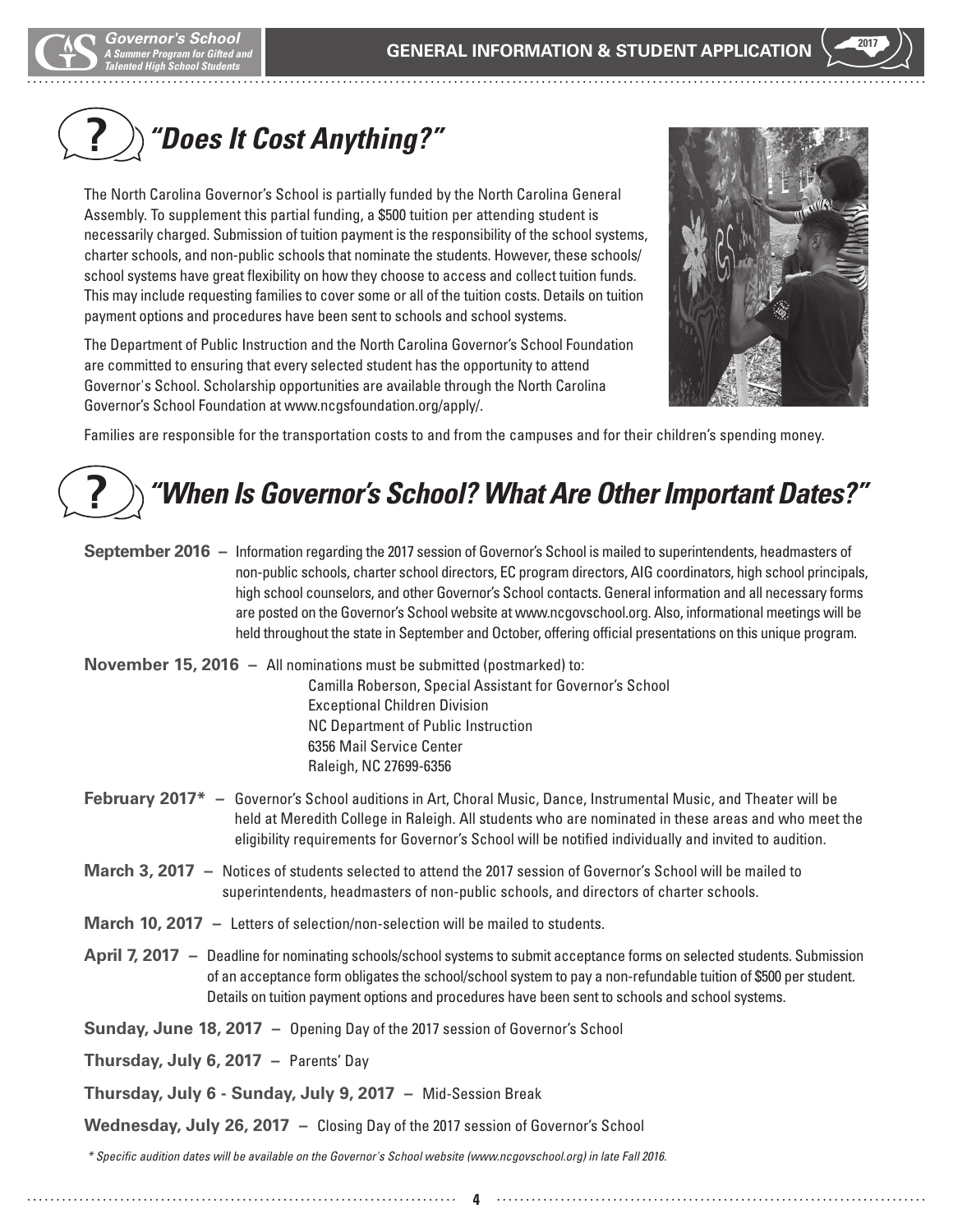## *"Does It Cost Anything?"*

The North Carolina Governor's School is partially funded by the North Carolina General Assembly. To supplement this partial funding, a $500 tuition per attending student is necessarily charged. Submission of tuition payment is the responsibility of the school systems, charter schools, and non-public schools that nominate the students. However, these schools/school systems have great flexibility on how they choose to access and collect tuition funds. This may include requesting families to cover some or all of the tuition costs. Details on tuition payment options and procedures have been sent to schools and school systems.

The Department of Public Instruction and the North Carolina Governor's School Foundation are committed to ensuring that every selected student has the opportunity to attend Governor's School. Scholarship opportunities are available through the North Carolina Governor's School Foundation at www.ncgsfoundation.org/apply/.

Families are responsible for the transportation costs to and from the campuses and for their children's spending money.

## *"When Is Governor's School? What Are Other Important Dates?"*

**September 2016 –** Information regarding the 2017 session of Governor's School is mailed to superintendents, headmasters of non-public schools, charter school directors, EC program directors, AIG coordinators, high school principals, high school counselors, and other Governor's School contacts. General information and all necessary forms are posted on the Governor's School website at www.ncgovschool.org. Also, informational meetings will be held throughout the state in September and October, offering official presentations on this unique program.

**November 15, 2016 –** All nominations must be submitted (postmarked) to:

Camilla Roberson, Special Assistant for Governor's School
Exceptional Children Division
NC Department of Public Instruction
6356 Mail Service Center
Raleigh, NC 27699-6356

**February 2017* –** Governor's School auditions in Art, Choral Music, Dance, Instrumental Music, and Theater will be held at Meredith College in Raleigh. All students who are nominated in these areas and who meet the eligibility requirements for Governor's School will be notified individually and invited to audition.

**March 3, 2017 –** Notices of students selected to attend the 2017 session of Governor's School will be mailed to superintendents, headmasters of non-public schools, and directors of charter schools.

**March 10, 2017 –** Letters of selection/non-selection will be mailed to students.

**April 7, 2017 –** Deadline for nominating schools/school systems to submit acceptance forms on selected students. Submission of an acceptance form obligates the school/school system to pay a non-refundable tuition of $500 per student. Details on tuition payment options and procedures have been sent to schools and school systems.

**Sunday, June 18, 2017 –** Opening Day of the 2017 session of Governor's School

**Thursday, July 6, 2017 –** Parents' Day

**Thursday, July 6 - Sunday, July 9, 2017 –** Mid-Session Break

**Wednesday, July 26, 2017 –** Closing Day of the 2017 session of Governor's School

*\* Specific audition dates will be available on the Governor's School website (www.ncgovschool.org) in late Fall 2016.*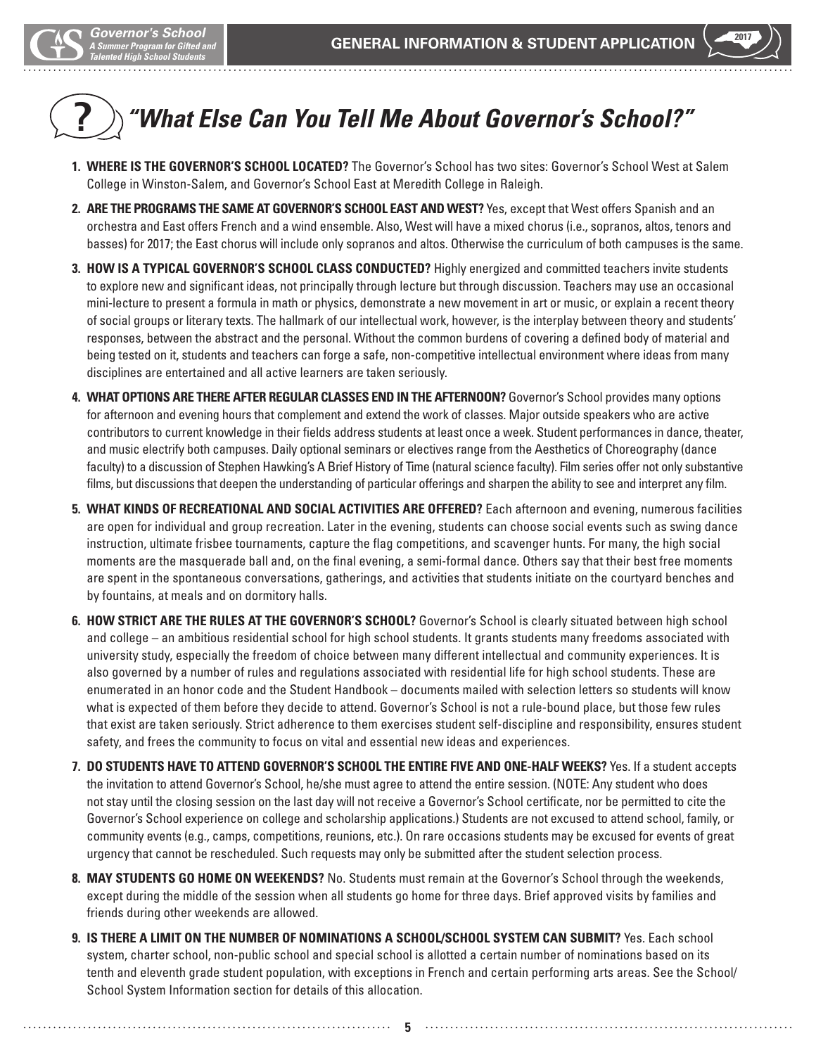# *"What Else Can You Tell Me About Governor's School?"*

1. **WHERE IS THE GOVERNOR'S SCHOOL LOCATED?** The Governor's School has two sites: Governor's School West at Salem College in Winston-Salem, and Governor's School East at Meredith College in Raleigh.

2. **ARE THE PROGRAMS THE SAME AT GOVERNOR'S SCHOOL EAST AND WEST?** Yes, except that West offers Spanish and an orchestra and East offers French and a wind ensemble. Also, West will have a mixed chorus (i.e., sopranos, altos, tenors and basses) for 2017; the East chorus will include only sopranos and altos. Otherwise the curriculum of both campuses is the same.

3. **HOW IS A TYPICAL GOVERNOR'S SCHOOL CLASS CONDUCTED?** Highly energized and committed teachers invite students to explore new and significant ideas, not principally through lecture but through discussion. Teachers may use an occasional mini-lecture to present a formula in math or physics, demonstrate a new movement in art or music, or explain a recent theory of social groups or literary texts. The hallmark of our intellectual work, however, is the interplay between theory and students' responses, between the abstract and the personal. Without the common burdens of covering a defined body of material and being tested on it, students and teachers can forge a safe, non-competitive intellectual environment where ideas from many disciplines are entertained and all active learners are taken seriously.

4. **WHAT OPTIONS ARE THERE AFTER REGULAR CLASSES END IN THE AFTERNOON?** Governor's School provides many options for afternoon and evening hours that complement and extend the work of classes. Major outside speakers who are active contributors to current knowledge in their fields address students at least once a week. Student performances in dance, theater, and music electrify both campuses. Daily optional seminars or electives range from the Aesthetics of Choreography (dance faculty) to a discussion of Stephen Hawking's A Brief History of Time (natural science faculty). Film series offer not only substantive films, but discussions that deepen the understanding of particular offerings and sharpen the ability to see and interpret any film.

5. **WHAT KINDS OF RECREATIONAL AND SOCIAL ACTIVITIES ARE OFFERED?** Each afternoon and evening, numerous facilities are open for individual and group recreation. Later in the evening, students can choose social events such as swing dance instruction, ultimate frisbee tournaments, capture the flag competitions, and scavenger hunts. For many, the high social moments are the masquerade ball and, on the final evening, a semi-formal dance. Others say that their best free moments are spent in the spontaneous conversations, gatherings, and activities that students initiate on the courtyard benches and by fountains, at meals and on dormitory halls.

6. **HOW STRICT ARE THE RULES AT THE GOVERNOR'S SCHOOL?** Governor's School is clearly situated between high school and college – an ambitious residential school for high school students. It grants students many freedoms associated with university study, especially the freedom of choice between many different intellectual and community experiences. It is also governed by a number of rules and regulations associated with residential life for high school students. These are enumerated in an honor code and the Student Handbook – documents mailed with selection letters so students will know what is expected of them before they decide to attend. Governor's School is not a rule-bound place, but those few rules that exist are taken seriously. Strict adherence to them exercises student self-discipline and responsibility, ensures student safety, and frees the community to focus on vital and essential new ideas and experiences.

7. **DO STUDENTS HAVE TO ATTEND GOVERNOR'S SCHOOL THE ENTIRE FIVE AND ONE-HALF WEEKS?** Yes. If a student accepts the invitation to attend Governor's School, he/she must agree to attend the entire session. (NOTE: Any student who does not stay until the closing session on the last day will not receive a Governor's School certificate, nor be permitted to cite the Governor's School experience on college and scholarship applications.) Students are not excused to attend school, family, or community events (e.g., camps, competitions, reunions, etc.). On rare occasions students may be excused for events of great urgency that cannot be rescheduled. Such requests may only be submitted after the student selection process.

8. **MAY STUDENTS GO HOME ON WEEKENDS?** No. Students must remain at the Governor's School through the weekends, except during the middle of the session when all students go home for three days. Brief approved visits by families and friends during other weekends are allowed.

9. **IS THERE A LIMIT ON THE NUMBER OF NOMINATIONS A SCHOOL/SCHOOL SYSTEM CAN SUBMIT?** Yes. Each school system, charter school, non-public school and special school is allotted a certain number of nominations based on its tenth and eleventh grade student population, with exceptions in French and certain performing arts areas. See the School/School System Information section for details of this allocation.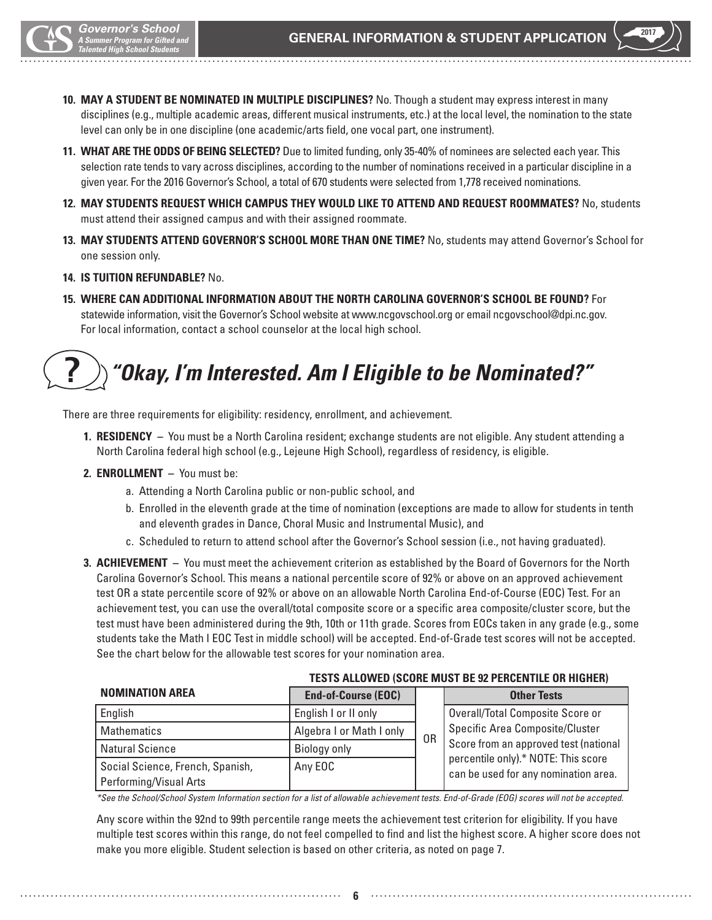10. **MAY A STUDENT BE NOMINATED IN MULTIPLE DISCIPLINES?** No. Though a student may express interest in many disciplines (e.g., multiple academic areas, different musical instruments, etc.) at the local level, the nomination to the state level can only be in one discipline (one academic/arts field, one vocal part, one instrument).

11. **WHAT ARE THE ODDS OF BEING SELECTED?** Due to limited funding, only 35-40% of nominees are selected each year. This selection rate tends to vary across disciplines, according to the number of nominations received in a particular discipline in a given year. For the 2016 Governor's School, a total of 670 students were selected from 1,778 received nominations.

12. **MAY STUDENTS REQUEST WHICH CAMPUS THEY WOULD LIKE TO ATTEND AND REQUEST ROOMMATES?** No, students must attend their assigned campus and with their assigned roommate.

13. **MAY STUDENTS ATTEND GOVERNOR'S SCHOOL MORE THAN ONE TIME?** No, students may attend Governor's School for one session only.

14. **IS TUITION REFUNDABLE?** No.

15. **WHERE CAN ADDITIONAL INFORMATION ABOUT THE NORTH CAROLINA GOVERNOR'S SCHOOL BE FOUND?** For statewide information, visit the Governor's School website at www.ncgovschool.org or email ncgovschool@dpi.nc.gov. For local information, contact a school counselor at the local high school.

## *"Okay, I'm Interested. Am I Eligible to be Nominated?"*

There are three requirements for eligibility: residency, enrollment, and achievement.

1. **RESIDENCY** – You must be a North Carolina resident; exchange students are not eligible. Any student attending a North Carolina federal high school (e.g., Lejeune High School), regardless of residency, is eligible.

2. **ENROLLMENT** – You must be:
   a. Attending a North Carolina public or non-public school, and
   b. Enrolled in the eleventh grade at the time of nomination (exceptions are made to allow for students in tenth and eleventh grades in Dance, Choral Music and Instrumental Music), and
   c. Scheduled to return to attend school after the Governor's School session (i.e., not having graduated).

3. **ACHIEVEMENT** – You must meet the achievement criterion as established by the Board of Governors for the North Carolina Governor's School. This means a national percentile score of 92% or above on an approved achievement test OR a state percentile score of 92% or above on an allowable North Carolina End-of-Course (EOC) Test. For an achievement test, you can use the overall/total composite score or a specific area composite/cluster score, but the test must have been administered during the 9th, 10th or 11th grade. Scores from EOCs taken in any grade (e.g., some students take the Math I EOC Test in middle school) will be accepted. End-of-Grade test scores will not be accepted. See the chart below for the allowable test scores for your nomination area.

| | TESTS ALLOWED (SCORE MUST BE 92 PERCENTILE OR HIGHER) | | |
|---|---|---|---|
| **NOMINATION AREA** | **End-of-Course (EOC)** | | **Other Tests** |
| English | English I or II only | OR | Overall/Total Composite Score or Specific Area Composite/Cluster Score from an approved test (national percentile only).* NOTE: This score can be used for any nomination area. |
| Mathematics | Algebra I or Math I only | | |
| Natural Science | Biology only | | |
| Social Science, French, Spanish, Performing/Visual Arts | Any EOC | | |

*\*See the School/School System Information section for a list of allowable achievement tests. End-of-Grade (EOG) scores will not be accepted.*

Any score within the 92nd to 99th percentile range meets the achievement test criterion for eligibility. If you have multiple test scores within this range, do not feel compelled to find and list the highest score. A higher score does not make you more eligible. Student selection is based on other criteria, as noted on page 7.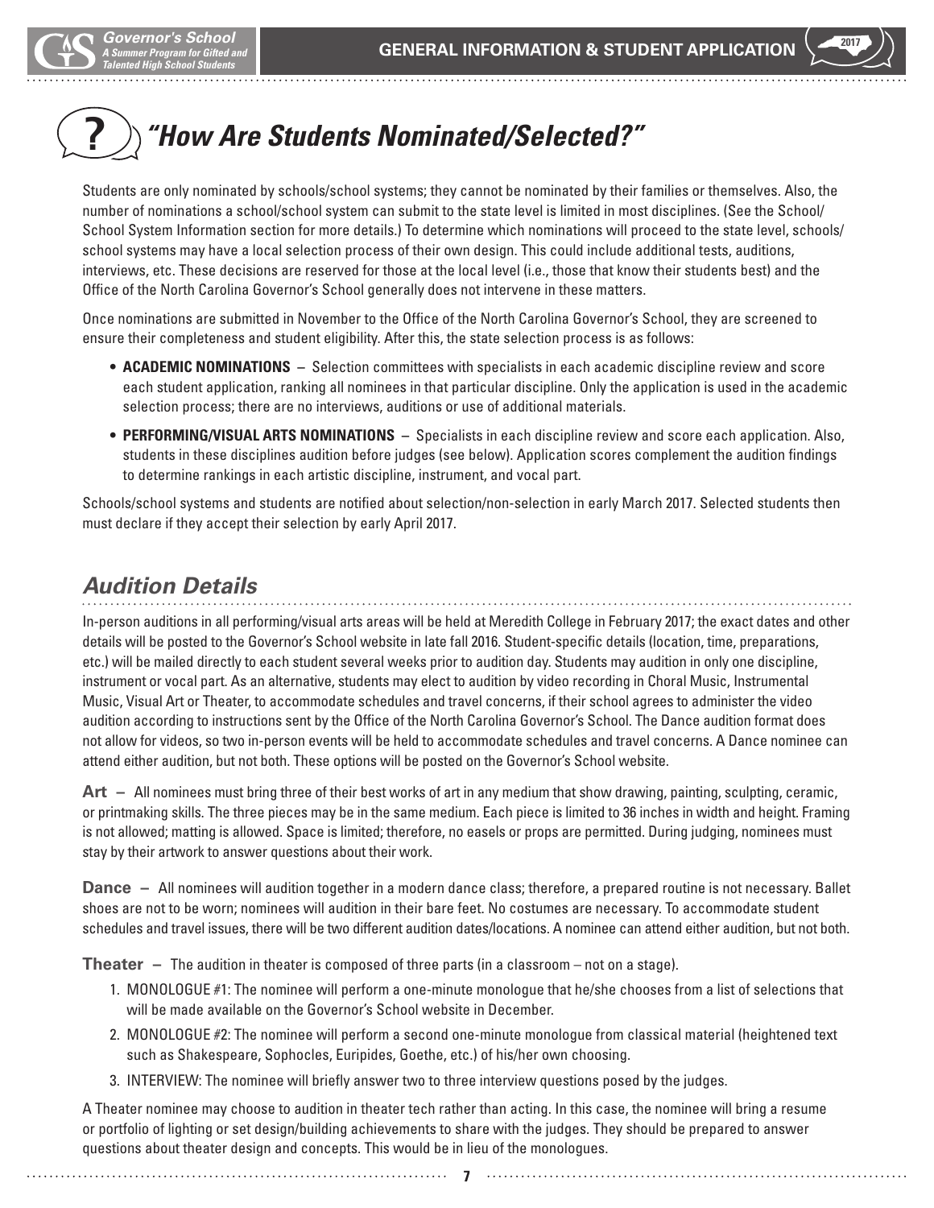# "How Are Students Nominated/Selected?"

Students are only nominated by schools/school systems; they cannot be nominated by their families or themselves. Also, the number of nominations a school/school system can submit to the state level is limited in most disciplines. (See the School/School System Information section for more details.) To determine which nominations will proceed to the state level, schools/school systems may have a local selection process of their own design. This could include additional tests, auditions, interviews, etc. These decisions are reserved for those at the local level (i.e., those that know their students best) and the Office of the North Carolina Governor's School generally does not intervene in these matters.

Once nominations are submitted in November to the Office of the North Carolina Governor's School, they are screened to ensure their completeness and student eligibility. After this, the state selection process is as follows:

- **ACADEMIC NOMINATIONS** – Selection committees with specialists in each academic discipline review and score each student application, ranking all nominees in that particular discipline. Only the application is used in the academic selection process; there are no interviews, auditions or use of additional materials.
- **PERFORMING/VISUAL ARTS NOMINATIONS** – Specialists in each discipline review and score each application. Also, students in these disciplines audition before judges (see below). Application scores complement the audition findings to determine rankings in each artistic discipline, instrument, and vocal part.

Schools/school systems and students are notified about selection/non-selection in early March 2017. Selected students then must declare if they accept their selection by early April 2017.

## Audition Details

In-person auditions in all performing/visual arts areas will be held at Meredith College in February 2017; the exact dates and other details will be posted to the Governor's School website in late fall 2016. Student-specific details (location, time, preparations, etc.) will be mailed directly to each student several weeks prior to audition day. Students may audition in only one discipline, instrument or vocal part. As an alternative, students may elect to audition by video recording in Choral Music, Instrumental Music, Visual Art or Theater, to accommodate schedules and travel concerns, if their school agrees to administer the video audition according to instructions sent by the Office of the North Carolina Governor's School. The Dance audition format does not allow for videos, so two in-person events will be held to accommodate schedules and travel concerns. A Dance nominee can attend either audition, but not both. These options will be posted on the Governor's School website.

**Art** – All nominees must bring three of their best works of art in any medium that show drawing, painting, sculpting, ceramic, or printmaking skills. The three pieces may be in the same medium. Each piece is limited to 36 inches in width and height. Framing is not allowed; matting is allowed. Space is limited; therefore, no easels or props are permitted. During judging, nominees must stay by their artwork to answer questions about their work.

**Dance** – All nominees will audition together in a modern dance class; therefore, a prepared routine is not necessary. Ballet shoes are not to be worn; nominees will audition in their bare feet. No costumes are necessary. To accommodate student schedules and travel issues, there will be two different audition dates/locations. A nominee can attend either audition, but not both.

**Theater** – The audition in theater is composed of three parts (in a classroom – not on a stage).

1. MONOLOGUE #1: The nominee will perform a one-minute monologue that he/she chooses from a list of selections that will be made available on the Governor's School website in December.
2. MONOLOGUE #2: The nominee will perform a second one-minute monologue from classical material (heightened text such as Shakespeare, Sophocles, Euripides, Goethe, etc.) of his/her own choosing.
3. INTERVIEW: The nominee will briefly answer two to three interview questions posed by the judges.

A Theater nominee may choose to audition in theater tech rather than acting. In this case, the nominee will bring a resume or portfolio of lighting or set design/building achievements to share with the judges. They should be prepared to answer questions about theater design and concepts. This would be in lieu of the monologues.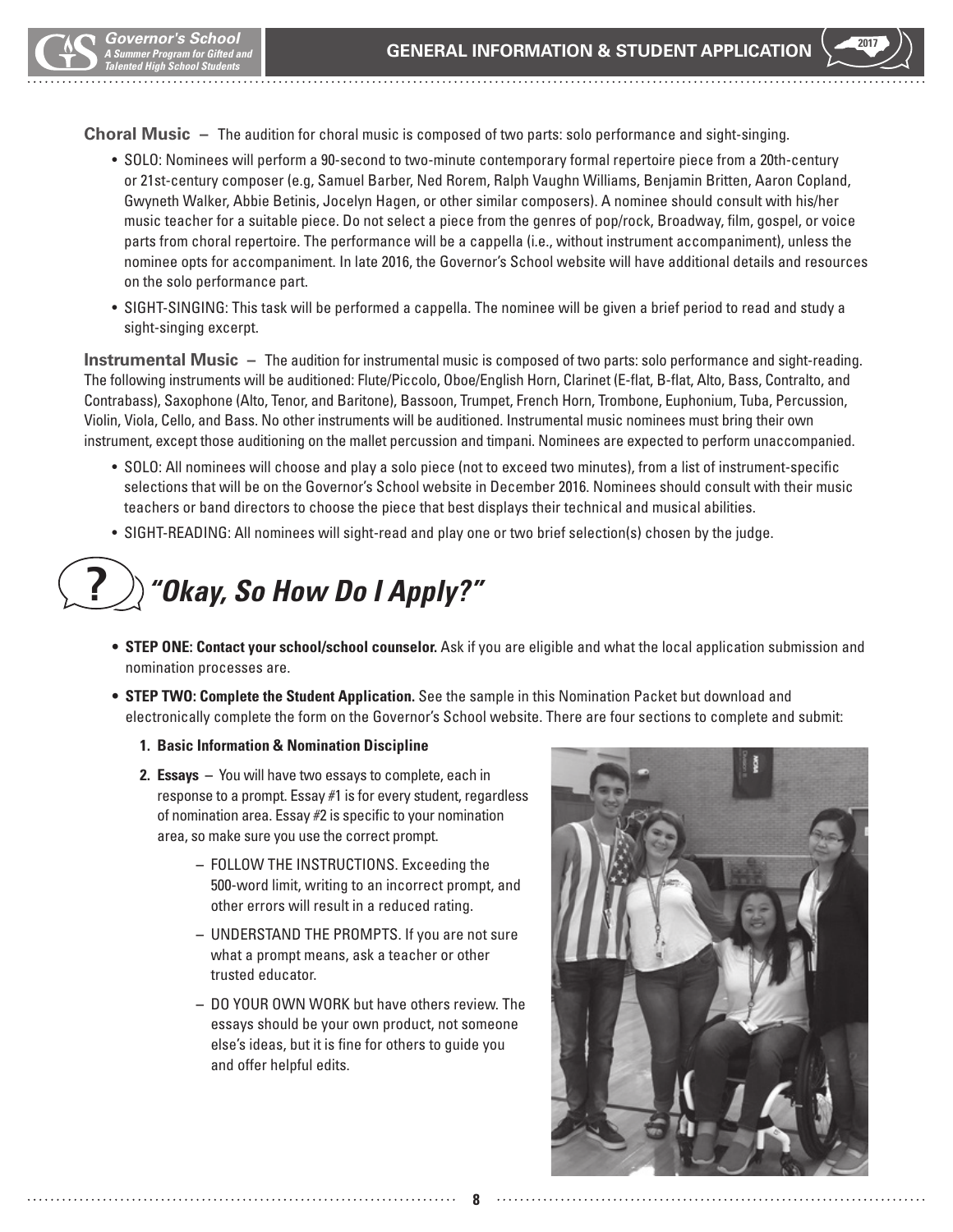**Choral Music** – The audition for choral music is composed of two parts: solo performance and sight-singing.

- SOLO: Nominees will perform a 90-second to two-minute contemporary formal repertoire piece from a 20th-century or 21st-century composer (e.g, Samuel Barber, Ned Rorem, Ralph Vaughn Williams, Benjamin Britten, Aaron Copland, Gwyneth Walker, Abbie Betinis, Jocelyn Hagen, or other similar composers). A nominee should consult with his/her music teacher for a suitable piece. Do not select a piece from the genres of pop/rock, Broadway, film, gospel, or voice parts from choral repertoire. The performance will be a cappella (i.e., without instrument accompaniment), unless the nominee opts for accompaniment. In late 2016, the Governor's School website will have additional details and resources on the solo performance part.
- SIGHT-SINGING: This task will be performed a cappella. The nominee will be given a brief period to read and study a sight-singing excerpt.

**Instrumental Music** – The audition for instrumental music is composed of two parts: solo performance and sight-reading. The following instruments will be auditioned: Flute/Piccolo, Oboe/English Horn, Clarinet (E-flat, B-flat, Alto, Bass, Contralto, and Contrabass), Saxophone (Alto, Tenor, and Baritone), Bassoon, Trumpet, French Horn, Trombone, Euphonium, Tuba, Percussion, Violin, Viola, Cello, and Bass. No other instruments will be auditioned. Instrumental music nominees must bring their own instrument, except those auditioning on the mallet percussion and timpani. Nominees are expected to perform unaccompanied.

- SOLO: All nominees will choose and play a solo piece (not to exceed two minutes), from a list of instrument-specific selections that will be on the Governor's School website in December 2016. Nominees should consult with their music teachers or band directors to choose the piece that best displays their technical and musical abilities.
- SIGHT-READING: All nominees will sight-read and play one or two brief selection(s) chosen by the judge.

## *"Okay, So How Do I Apply?"*

- **STEP ONE: Contact your school/school counselor.** Ask if you are eligible and what the local application submission and nomination processes are.
- **STEP TWO: Complete the Student Application.** See the sample in this Nomination Packet but download and electronically complete the form on the Governor's School website. There are four sections to complete and submit:
  1. **Basic Information & Nomination Discipline**
  2. **Essays** – You will have two essays to complete, each in response to a prompt. Essay #1 is for every student, regardless of nomination area. Essay #2 is specific to your nomination area, so make sure you use the correct prompt.
     - FOLLOW THE INSTRUCTIONS. Exceeding the 500-word limit, writing to an incorrect prompt, and other errors will result in a reduced rating.
     - UNDERSTAND THE PROMPTS. If you are not sure what a prompt means, ask a teacher or other trusted educator.
     - DO YOUR OWN WORK but have others review. The essays should be your own product, not someone else's ideas, but it is fine for others to guide you and offer helpful edits.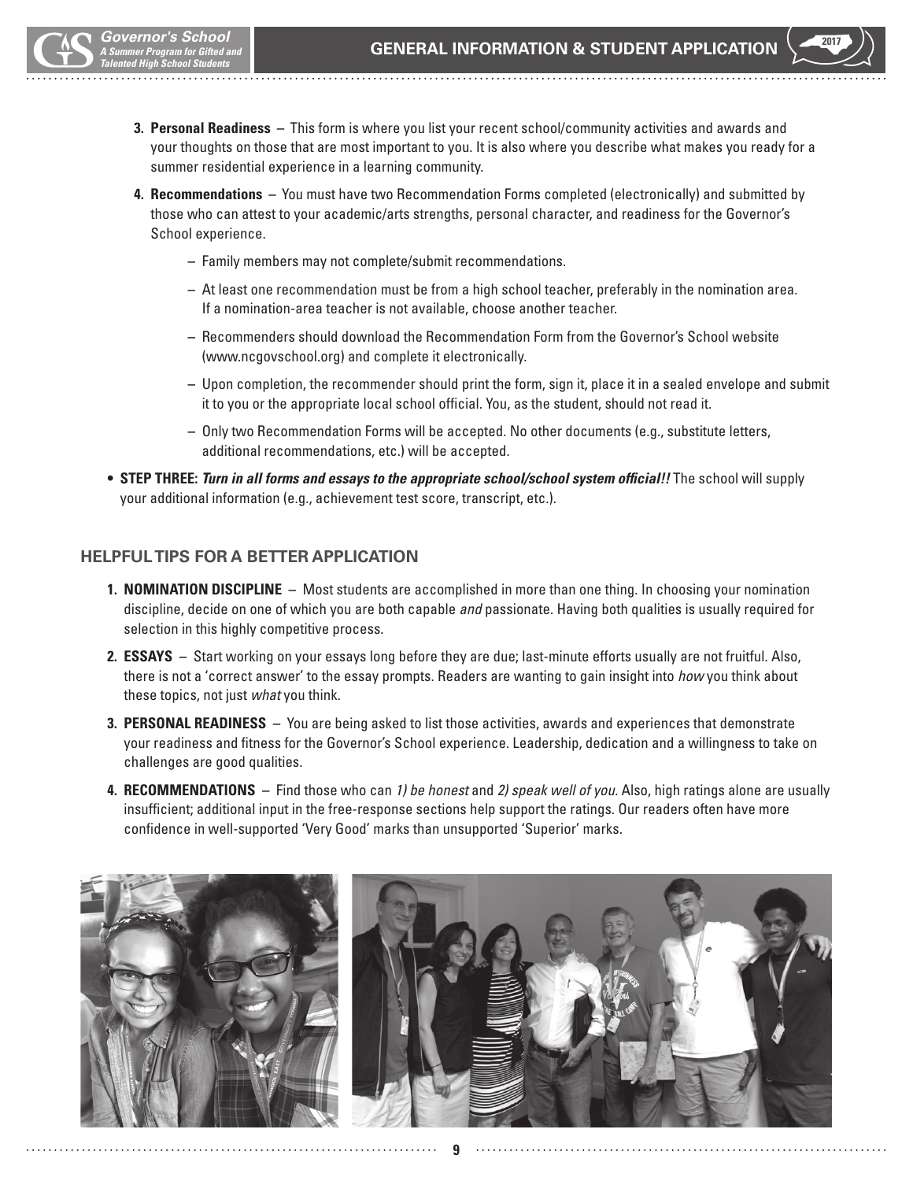3. **Personal Readiness** – This form is where you list your recent school/community activities and awards and your thoughts on those that are most important to you. It is also where you describe what makes you ready for a summer residential experience in a learning community.

4. **Recommendations** – You must have two Recommendation Forms completed (electronically) and submitted by those who can attest to your academic/arts strengths, personal character, and readiness for the Governor's School experience.

   – Family members may not complete/submit recommendations.

   – At least one recommendation must be from a high school teacher, preferably in the nomination area. If a nomination-area teacher is not available, choose another teacher.

   – Recommenders should download the Recommendation Form from the Governor's School website (www.ncgovschool.org) and complete it electronically.

   – Upon completion, the recommender should print the form, sign it, place it in a sealed envelope and submit it to you or the appropriate local school official. You, as the student, should not read it.

   – Only two Recommendation Forms will be accepted. No other documents (e.g., substitute letters, additional recommendations, etc.) will be accepted.

- **STEP THREE:** ***Turn in all forms and essays to the appropriate school/school system official!!*** The school will supply your additional information (e.g., achievement test score, transcript, etc.).

## HELPFUL TIPS FOR A BETTER APPLICATION

1. **NOMINATION DISCIPLINE** – Most students are accomplished in more than one thing. In choosing your nomination discipline, decide on one of which you are both capable *and* passionate. Having both qualities is usually required for selection in this highly competitive process.

2. **ESSAYS** – Start working on your essays long before they are due; last-minute efforts usually are not fruitful. Also, there is not a 'correct answer' to the essay prompts. Readers are wanting to gain insight into *how* you think about these topics, not just *what* you think.

3. **PERSONAL READINESS** – You are being asked to list those activities, awards and experiences that demonstrate your readiness and fitness for the Governor's School experience. Leadership, dedication and a willingness to take on challenges are good qualities.

4. **RECOMMENDATIONS** – Find those who can *1) be honest* and *2) speak well of you.* Also, high ratings alone are usually insufficient; additional input in the free-response sections help support the ratings. Our readers often have more confidence in well-supported 'Very Good' marks than unsupported 'Superior' marks.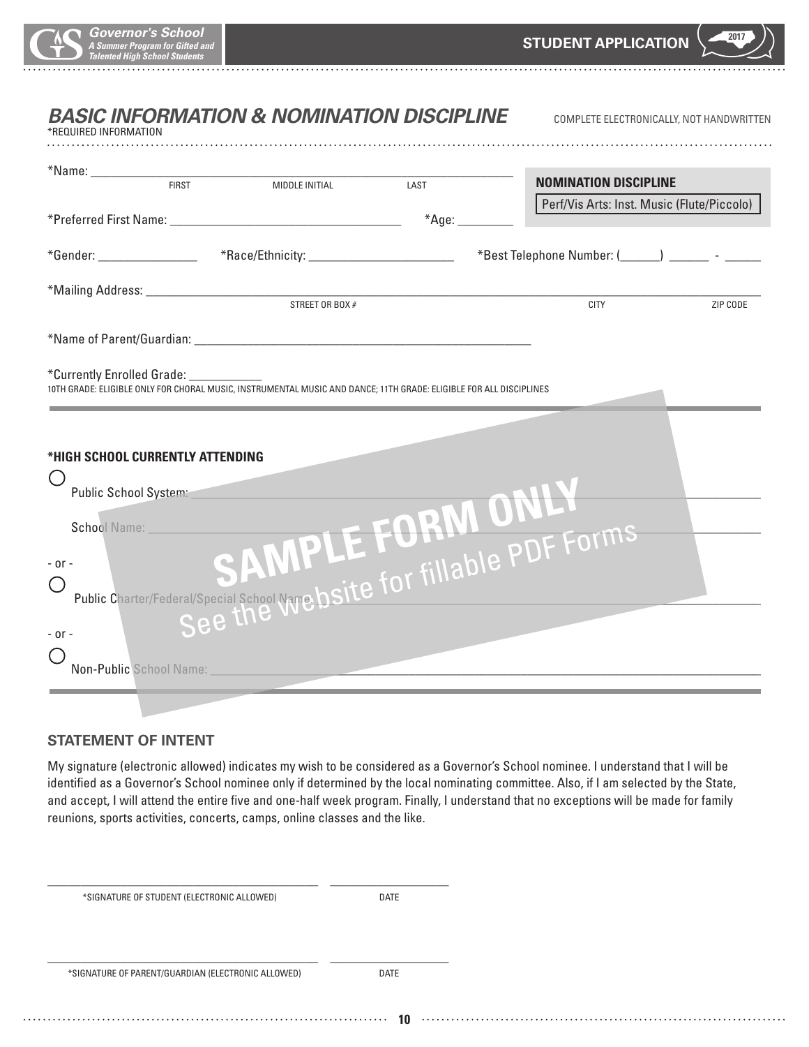## *BASIC INFORMATION & NOMINATION DISCIPLINE*

COMPLETE ELECTRONICALLY, NOT HANDWRITTEN

*REQUIRED INFORMATION

*Name: ______________________________________________
FIRST MIDDLE INITIAL LAST

**NOMINATION DISCIPLINE**

Perf/Vis Arts: Inst. Music (Flute/Piccolo)

*Preferred First Name: ____________________ *Age: ________

*Gender: ______________ *Race/Ethnicity: ____________________ *Best Telephone Number: (______) ______ - ______

*Mailing Address: ______________________________________________
STREET OR BOX # CITY ZIP CODE

*Name of Parent/Guardian: ______________________________________________

*Currently Enrolled Grade: ___________

10TH GRADE: ELIGIBLE ONLY FOR CHORAL MUSIC, INSTRUMENTAL MUSIC AND DANCE; 11TH GRADE: ELIGIBLE FOR ALL DISCIPLINES

**\*HIGH SCHOOL CURRENTLY ATTENDING**

○ Public School System: ______________________________________________

School Name: ______________________________________________

\- or -

○ Public Charter/Federal/Special School Name: ______________________________________________

\- or -

○ Non-Public School Name: ______________________________________________

SAMPLE FORM ONLY
See the website for fillable PDF Forms

### STATEMENT OF INTENT

My signature (electronic allowed) indicates my wish to be considered as a Governor's School nominee. I understand that I will be identified as a Governor's School nominee only if determined by the local nominating committee. Also, if I am selected by the State, and accept, I will attend the entire five and one-half week program. Finally, I understand that no exceptions will be made for family reunions, sports activities, concerts, camps, online classes and the like.

______________________________________ ________________
*SIGNATURE OF STUDENT (ELECTRONIC ALLOWED) DATE

______________________________________ ________________
*SIGNATURE OF PARENT/GUARDIAN (ELECTRONIC ALLOWED) DATE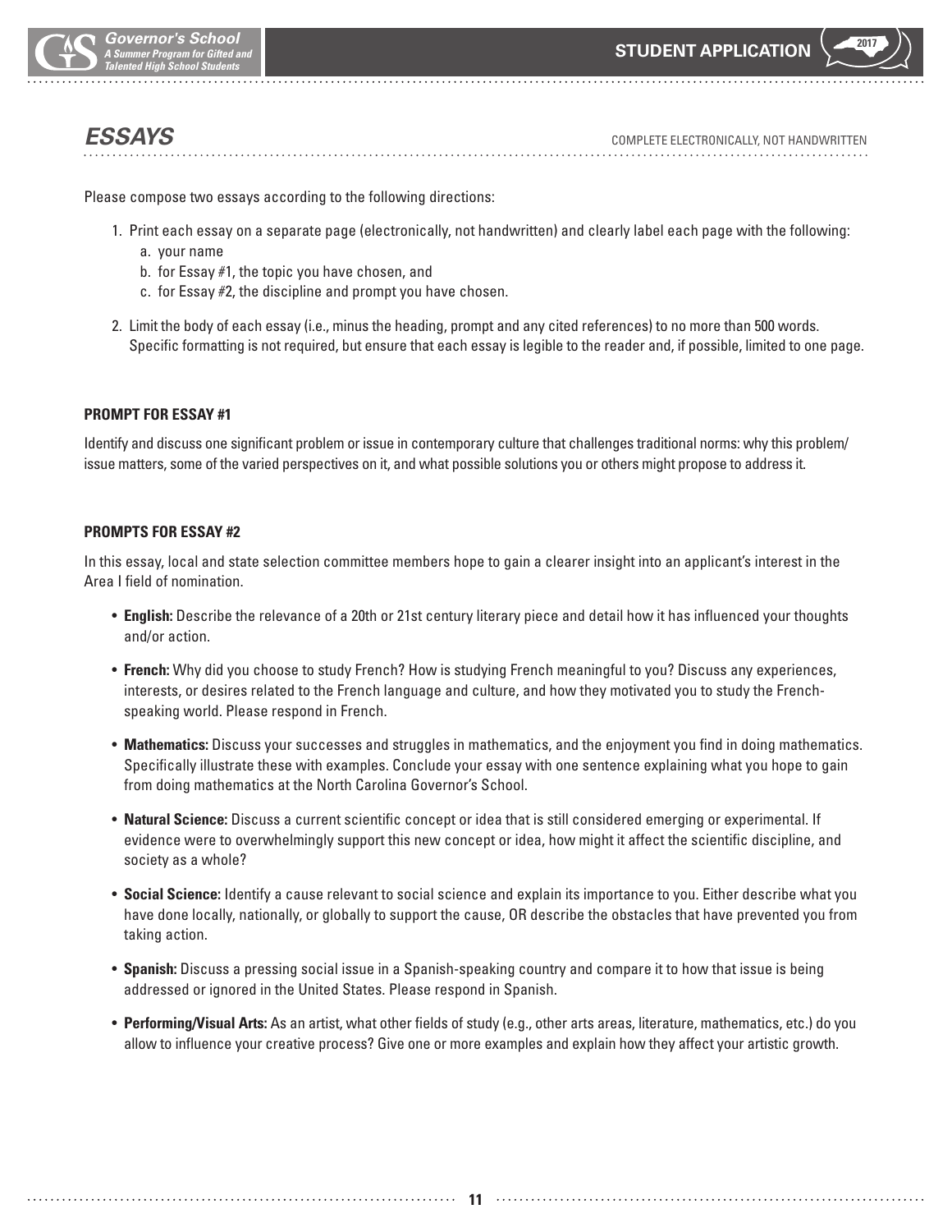## ESSAYS

COMPLETE ELECTRONICALLY, NOT HANDWRITTEN

Please compose two essays according to the following directions:

1. Print each essay on a separate page (electronically, not handwritten) and clearly label each page with the following:
   a. your name
   b. for Essay #1, the topic you have chosen, and
   c. for Essay #2, the discipline and prompt you have chosen.
2. Limit the body of each essay (i.e., minus the heading, prompt and any cited references) to no more than 500 words. Specific formatting is not required, but ensure that each essay is legible to the reader and, if possible, limited to one page.

### PROMPT FOR ESSAY #1

Identify and discuss one significant problem or issue in contemporary culture that challenges traditional norms: why this problem/issue matters, some of the varied perspectives on it, and what possible solutions you or others might propose to address it.

### PROMPTS FOR ESSAY #2

In this essay, local and state selection committee members hope to gain a clearer insight into an applicant's interest in the Area I field of nomination.

- **English:** Describe the relevance of a 20th or 21st century literary piece and detail how it has influenced your thoughts and/or action.
- **French:** Why did you choose to study French? How is studying French meaningful to you? Discuss any experiences, interests, or desires related to the French language and culture, and how they motivated you to study the French-speaking world. Please respond in French.
- **Mathematics:** Discuss your successes and struggles in mathematics, and the enjoyment you find in doing mathematics. Specifically illustrate these with examples. Conclude your essay with one sentence explaining what you hope to gain from doing mathematics at the North Carolina Governor's School.
- **Natural Science:** Discuss a current scientific concept or idea that is still considered emerging or experimental. If evidence were to overwhelmingly support this new concept or idea, how might it affect the scientific discipline, and society as a whole?
- **Social Science:** Identify a cause relevant to social science and explain its importance to you. Either describe what you have done locally, nationally, or globally to support the cause, OR describe the obstacles that have prevented you from taking action.
- **Spanish:** Discuss a pressing social issue in a Spanish-speaking country and compare it to how that issue is being addressed or ignored in the United States. Please respond in Spanish.
- **Performing/Visual Arts:** As an artist, what other fields of study (e.g., other arts areas, literature, mathematics, etc.) do you allow to influence your creative process? Give one or more examples and explain how they affect your artistic growth.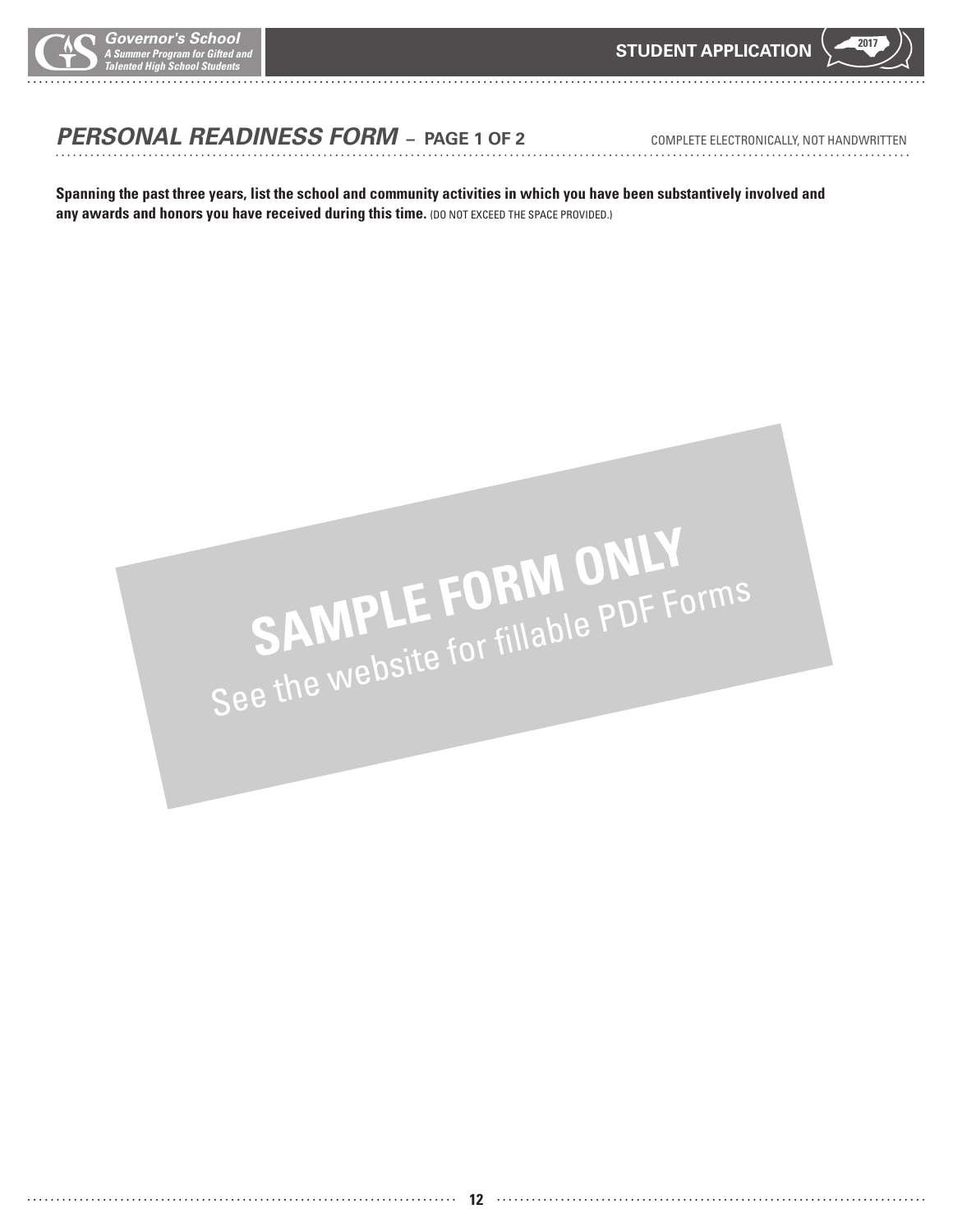## *PERSONAL READINESS FORM* – PAGE 1 OF 2

COMPLETE ELECTRONICALLY, NOT HANDWRITTEN

**Spanning the past three years, list the school and community activities in which you have been substantively involved and any awards and honors you have received during this time.** (DO NOT EXCEED THE SPACE PROVIDED.)

**SAMPLE FORM ONLY**

See the website for fillable PDF Forms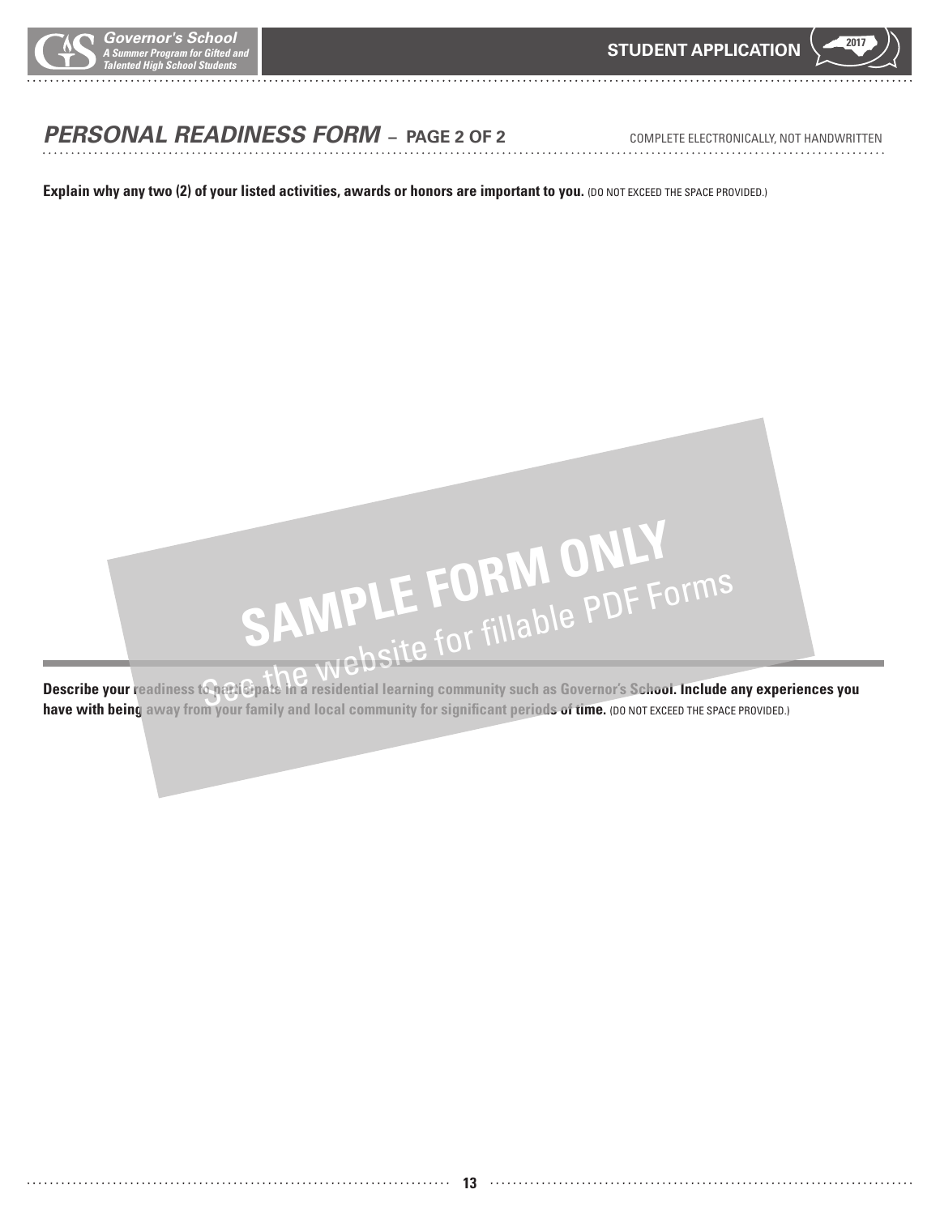## *PERSONAL READINESS FORM* – PAGE 2 OF 2

COMPLETE ELECTRONICALLY, NOT HANDWRITTEN

**Explain why any two (2) of your listed activities, awards or honors are important to you.** (DO NOT EXCEED THE SPACE PROVIDED.)

SAMPLE FORM ONLY

See the website for fillable PDF Forms

**Describe your readiness to participate in a residential learning community such as Governor's School. Include any experiences you have with being away from your family and local community for significant periods of time.** (DO NOT EXCEED THE SPACE PROVIDED.)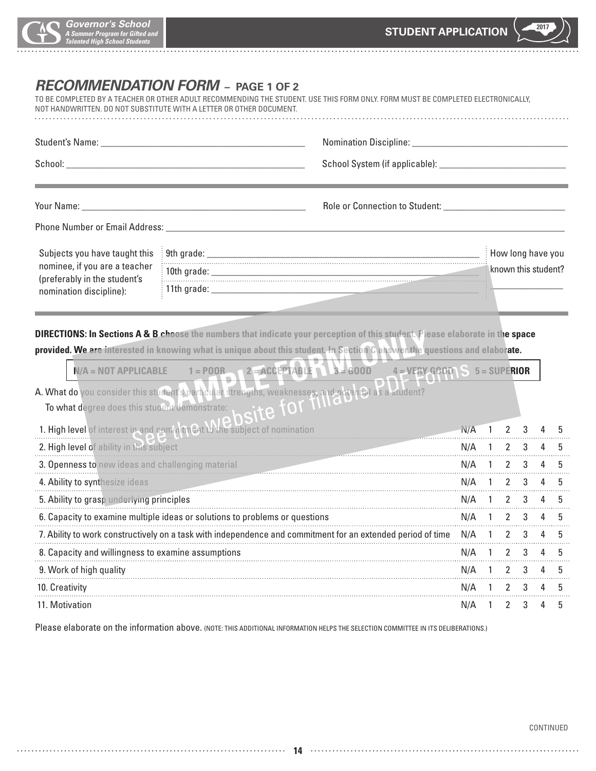## *RECOMMENDATION FORM* – PAGE 1 OF 2

TO BE COMPLETED BY A TEACHER OR OTHER ADULT RECOMMENDING THE STUDENT. USE THIS FORM ONLY. FORM MUST BE COMPLETED ELECTRONICALLY, NOT HANDWRITTEN. DO NOT SUBSTITUTE WITH A LETTER OR OTHER DOCUMENT.

Student's Name: ______________________________ Nomination Discipline: ______________________________

School: ______________________________ School System (if applicable): ______________________________

Your Name: ______________________________ Role or Connection to Student: ______________________________

Phone Number or Email Address: ______________________________

| Subjects you have taught this nominee, if you are a teacher (preferably in the student's nomination discipline): | 9th grade: ______________________________ | How long have you known this student? |
|---|---|---|
| | 10th grade: ______________________________ | |
| | 11th grade: ______________________________ | ________________ |

SAMPLE FORM ONLY
See the website for fillable PDF Forms

**DIRECTIONS: In Sections A & B choose the numbers that indicate your perception of this student. Please elaborate in the space provided. We are interested in knowing what is unique about this student. In Section C answer the questions and elaborate.**

**N/A = NOT APPLICABLE 1 = POOR 2 = ACCEPTABLE 3 = GOOD 4 = VERY GOOD 5 = SUPERIOR**

A. What do you consider this student's particular strengths, weaknesses, and potential as a student?
To what degree does this student demonstrate:

| | | | | | | |
|---|---|---|---|---|---|---|
| 1. High level of interest in and commitment to the subject of nomination | N/A | 1 | 2 | 3 | 4 | 5 |
| 2. High level of ability in this subject | N/A | 1 | 2 | 3 | 4 | 5 |
| 3. Openness to new ideas and challenging material | N/A | 1 | 2 | 3 | 4 | 5 |
| 4. Ability to synthesize ideas | N/A | 1 | 2 | 3 | 4 | 5 |
| 5. Ability to grasp underlying principles | N/A | 1 | 2 | 3 | 4 | 5 |
| 6. Capacity to examine multiple ideas or solutions to problems or questions | N/A | 1 | 2 | 3 | 4 | 5 |
| 7. Ability to work constructively on a task with independence and commitment for an extended period of time | N/A | 1 | 2 | 3 | 4 | 5 |
| 8. Capacity and willingness to examine assumptions | N/A | 1 | 2 | 3 | 4 | 5 |
| 9. Work of high quality | N/A | 1 | 2 | 3 | 4 | 5 |
| 10. Creativity | N/A | 1 | 2 | 3 | 4 | 5 |
| 11. Motivation | N/A | 1 | 2 | 3 | 4 | 5 |

Please elaborate on the information above. (NOTE: THIS ADDITIONAL INFORMATION HELPS THE SELECTION COMMITTEE IN ITS DELIBERATIONS.)

CONTINUED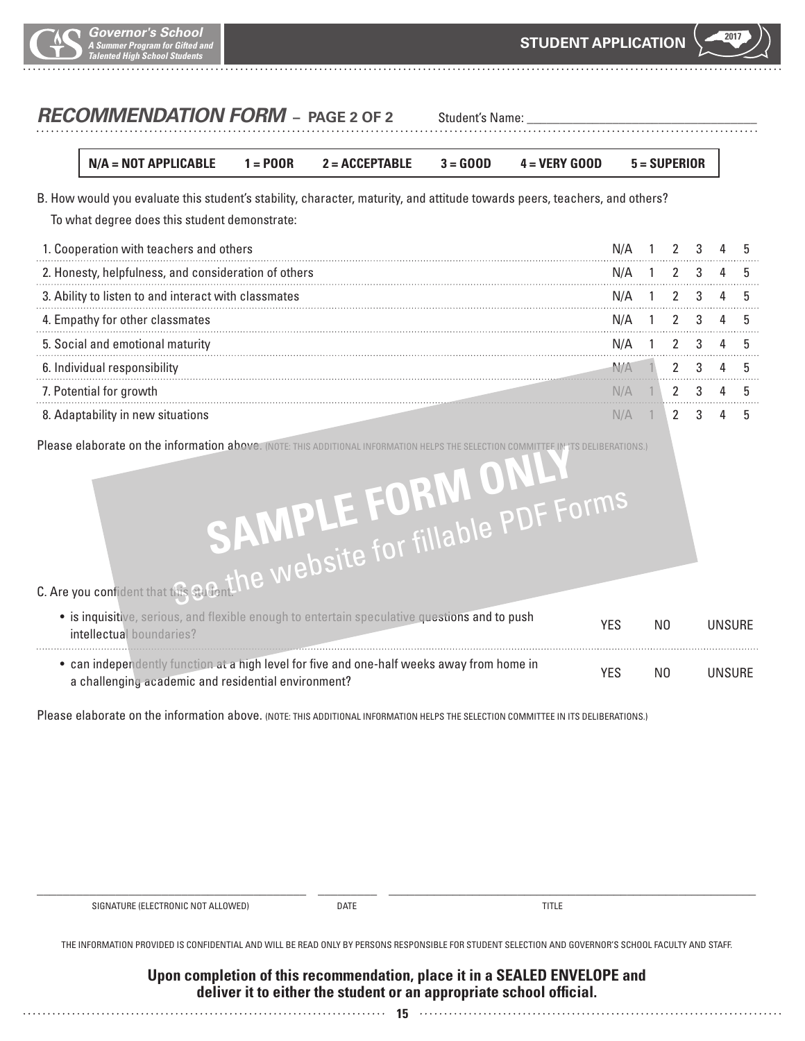## *RECOMMENDATION FORM* – PAGE 2 OF 2

Student's Name: ______________________________

| N/A = NOT APPLICABLE | 1 = POOR | 2 = ACCEPTABLE | 3 = GOOD | 4 = VERY GOOD | 5 = SUPERIOR |
|---|---|---|---|---|---|

B. How would you evaluate this student's stability, character, maturity, and attitude towards peers, teachers, and others?

To what degree does this student demonstrate:

| | | | | | | |
|---|---|---|---|---|---|---|
| 1. Cooperation with teachers and others | N/A | 1 | 2 | 3 | 4 | 5 |
| 2. Honesty, helpfulness, and consideration of others | N/A | 1 | 2 | 3 | 4 | 5 |
| 3. Ability to listen to and interact with classmates | N/A | 1 | 2 | 3 | 4 | 5 |
| 4. Empathy for other classmates | N/A | 1 | 2 | 3 | 4 | 5 |
| 5. Social and emotional maturity | N/A | 1 | 2 | 3 | 4 | 5 |
| 6. Individual responsibility | N/A | 1 | 2 | 3 | 4 | 5 |
| 7. Potential for growth | N/A | 1 | 2 | 3 | 4 | 5 |
| 8. Adaptability in new situations | N/A | 1 | 2 | 3 | 4 | 5 |

Please elaborate on the information above. (NOTE: THIS ADDITIONAL INFORMATION HELPS THE SELECTION COMMITTEE IN ITS DELIBERATIONS.)

**SAMPLE FORM ONLY**

See the website for fillable PDF Forms

C. Are you confident that this student:

| | | | |
|---|---|---|---|
| • is inquisitive, serious, and flexible enough to entertain speculative questions and to push intellectual boundaries? | YES | NO | UNSURE |
| • can independently function at a high level for five and one-half weeks away from home in a challenging academic and residential environment? | YES | NO | UNSURE |

Please elaborate on the information above. (NOTE: THIS ADDITIONAL INFORMATION HELPS THE SELECTION COMMITTEE IN ITS DELIBERATIONS.)

______________________________ __________ ______________________________

SIGNATURE (ELECTRONIC NOT ALLOWED) DATE TITLE

THE INFORMATION PROVIDED IS CONFIDENTIAL AND WILL BE READ ONLY BY PERSONS RESPONSIBLE FOR STUDENT SELECTION AND GOVERNOR'S SCHOOL FACULTY AND STAFF.

**Upon completion of this recommendation, place it in a SEALED ENVELOPE and deliver it to either the student or an appropriate school official.**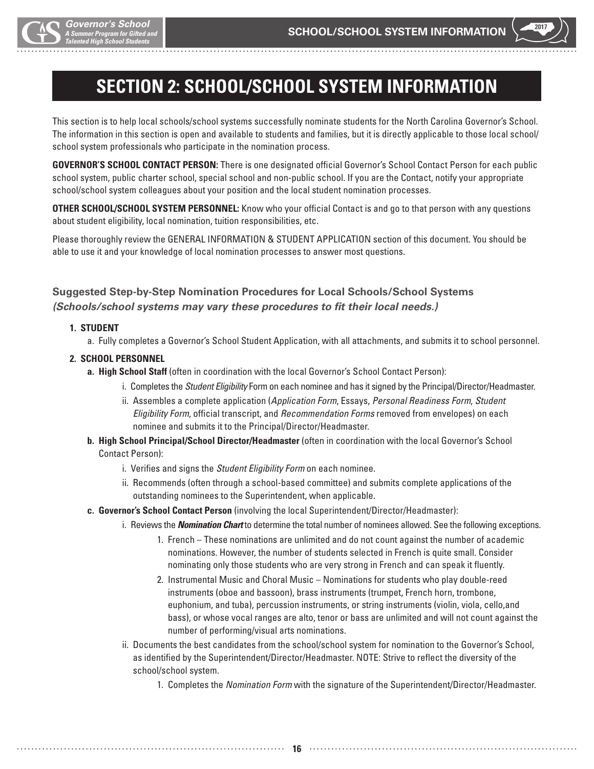# SECTION 2: SCHOOL/SCHOOL SYSTEM INFORMATION

This section is to help local schools/school systems successfully nominate students for the North Carolina Governor's School. The information in this section is open and available to students and families, but it is directly applicable to those local school/school system professionals who participate in the nomination process.

**GOVERNOR'S SCHOOL CONTACT PERSON:** There is one designated official Governor's School Contact Person for each public school system, public charter school, special school and non-public school. If you are the Contact, notify your appropriate school/school system colleagues about your position and the local student nomination processes.

**OTHER SCHOOL/SCHOOL SYSTEM PERSONNEL:** Know who your official Contact is and go to that person with any questions about student eligibility, local nomination, tuition responsibilities, etc.

Please thoroughly review the GENERAL INFORMATION & STUDENT APPLICATION section of this document. You should be able to use it and your knowledge of local nomination processes to answer most questions.

### Suggested Step-by-Step Nomination Procedures for Local Schools/School Systems
***(Schools/school systems may vary these procedures to fit their local needs.)***

1. **STUDENT**
   a. Fully completes a Governor's School Student Application, with all attachments, and submits it to school personnel.
2. **SCHOOL PERSONNEL**
   a. **High School Staff** (often in coordination with the local Governor's School Contact Person):
      i. Completes the *Student Eligibility* Form on each nominee and has it signed by the Principal/Director/Headmaster.
      ii. Assembles a complete application (*Application Form*, Essays, *Personal Readiness Form*, *Student Eligibility Form*, official transcript, and *Recommendation Forms* removed from envelopes) on each nominee and submits it to the Principal/Director/Headmaster.
   b. **High School Principal/School Director/Headmaster** (often in coordination with the local Governor's School Contact Person):
      i. Verifies and signs the *Student Eligibility Form* on each nominee.
      ii. Recommends (often through a school-based committee) and submits complete applications of the outstanding nominees to the Superintendent, when applicable.
   c. **Governor's School Contact Person** (involving the local Superintendent/Director/Headmaster):
      i. Reviews the ***Nomination Chart*** to determine the total number of nominees allowed. See the following exceptions.
         1. French – These nominations are unlimited and do not count against the number of academic nominations. However, the number of students selected in French is quite small. Consider nominating only those students who are very strong in French and can speak it fluently.
         2. Instrumental Music and Choral Music – Nominations for students who play double-reed instruments (oboe and bassoon), brass instruments (trumpet, French horn, trombone, euphonium, and tuba), percussion instruments, or string instruments (violin, viola, cello,and bass), or whose vocal ranges are alto, tenor or bass are unlimited and will not count against the number of performing/visual arts nominations.
      ii. Documents the best candidates from the school/school system for nomination to the Governor's School, as identified by the Superintendent/Director/Headmaster. NOTE: Strive to reflect the diversity of the school/school system.
         1. Completes the *Nomination Form* with the signature of the Superintendent/Director/Headmaster.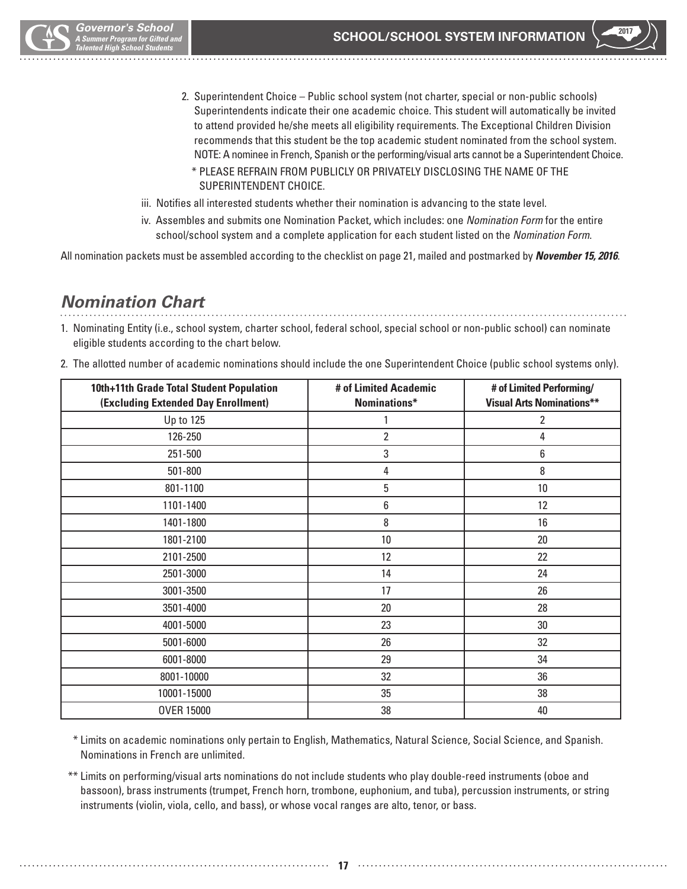2. Superintendent Choice – Public school system (not charter, special or non-public schools) Superintendents indicate their one academic choice. This student will automatically be invited to attend provided he/she meets all eligibility requirements. The Exceptional Children Division recommends that this student be the top academic student nominated from the school system. NOTE: A nominee in French, Spanish or the performing/visual arts cannot be a Superintendent Choice.

   * PLEASE REFRAIN FROM PUBLICLY OR PRIVATELY DISCLOSING THE NAME OF THE SUPERINTENDENT CHOICE.

iii. Notifies all interested students whether their nomination is advancing to the state level.

iv. Assembles and submits one Nomination Packet, which includes: one *Nomination Form* for the entire school/school system and a complete application for each student listed on the *Nomination Form*.

All nomination packets must be assembled according to the checklist on page 21, mailed and postmarked by ***November 15, 2016***.

## *Nomination Chart*

1. Nominating Entity (i.e., school system, charter school, federal school, special school or non-public school) can nominate eligible students according to the chart below.
2. The allotted number of academic nominations should include the one Superintendent Choice (public school systems only).

| 10th+11th Grade Total Student Population (Excluding Extended Day Enrollment) | # of Limited Academic Nominations* | # of Limited Performing/ Visual Arts Nominations** |
|---|---|---|
| Up to 125 | 1 | 2 |
| 126-250 | 2 | 4 |
| 251-500 | 3 | 6 |
| 501-800 | 4 | 8 |
| 801-1100 | 5 | 10 |
| 1101-1400 | 6 | 12 |
| 1401-1800 | 8 | 16 |
| 1801-2100 | 10 | 20 |
| 2101-2500 | 12 | 22 |
| 2501-3000 | 14 | 24 |
| 3001-3500 | 17 | 26 |
| 3501-4000 | 20 | 28 |
| 4001-5000 | 23 | 30 |
| 5001-6000 | 26 | 32 |
| 6001-8000 | 29 | 34 |
| 8001-10000 | 32 | 36 |
| 10001-15000 | 35 | 38 |
| OVER 15000 | 38 | 40 |

\* Limits on academic nominations only pertain to English, Mathematics, Natural Science, Social Science, and Spanish. Nominations in French are unlimited.

** Limits on performing/visual arts nominations do not include students who play double-reed instruments (oboe and bassoon), brass instruments (trumpet, French horn, trombone, euphonium, and tuba), percussion instruments, or string instruments (violin, viola, cello, and bass), or whose vocal ranges are alto, tenor, or bass.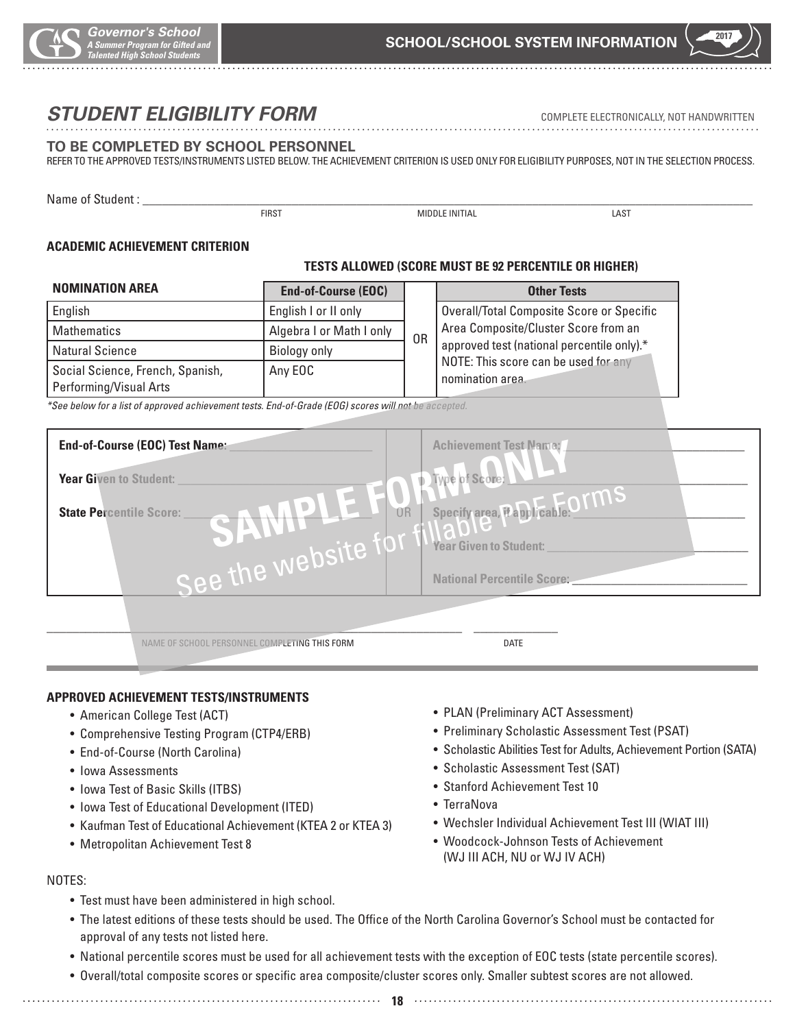# STUDENT ELIGIBILITY FORM

COMPLETE ELECTRONICALLY, NOT HANDWRITTEN

## TO BE COMPLETED BY SCHOOL PERSONNEL

REFER TO THE APPROVED TESTS/INSTRUMENTS LISTED BELOW. THE ACHIEVEMENT CRITERION IS USED ONLY FOR ELIGIBILITY PURPOSES, NOT IN THE SELECTION PROCESS.

Name of Student : ______________________________________________
FIRST MIDDLE INITIAL LAST

### ACADEMIC ACHIEVEMENT CRITERION

**TESTS ALLOWED (SCORE MUST BE 92 PERCENTILE OR HIGHER)**

| NOMINATION AREA | End-of-Course (EOC) | | Other Tests |
|---|---|---|---|
| English | English I or II only | OR | Overall/Total Composite Score or Specific Area Composite/Cluster Score from an approved test (national percentile only).* NOTE: This score can be used for any nomination area. |
| Mathematics | Algebra I or Math I only | | |
| Natural Science | Biology only | | |
| Social Science, French, Spanish, Performing/Visual Arts | Any EOC | | |

*See below for a list of approved achievement tests. End-of-Grade (EOG) scores will not be accepted.

SAMPLE FORM ONLY
See the website for fillable PDF Forms

| End-of-Course (EOC) | | Other Tests |
|---|---|---|
| **End-of-Course (EOC) Test Name:** ____________ | OR | **Achievement Test Name:** ____________ |
| **Year Given to Student:** ____________ | | **Type of Score:** ____________ |
| **State Percentile Score:** ____________ | | **Specify area, if applicable:** ____________ |
| | | **Year Given to Student:** ____________ |
| | | **National Percentile Score:** ____________ |

______________________________________________ ____________
NAME OF SCHOOL PERSONNEL COMPLETING THIS FORM DATE

### APPROVED ACHIEVEMENT TESTS/INSTRUMENTS

- American College Test (ACT)
- Comprehensive Testing Program (CTP4/ERB)
- End-of-Course (North Carolina)
- Iowa Assessments
- Iowa Test of Basic Skills (ITBS)
- Iowa Test of Educational Development (ITED)
- Kaufman Test of Educational Achievement (KTEA 2 or KTEA 3)
- Metropolitan Achievement Test 8
- PLAN (Preliminary ACT Assessment)
- Preliminary Scholastic Assessment Test (PSAT)
- Scholastic Abilities Test for Adults, Achievement Portion (SATA)
- Scholastic Assessment Test (SAT)
- Stanford Achievement Test 10
- TerraNova
- Wechsler Individual Achievement Test III (WIAT III)
- Woodcock-Johnson Tests of Achievement (WJ III ACH, NU or WJ IV ACH)

NOTES:

- Test must have been administered in high school.
- The latest editions of these tests should be used. The Office of the North Carolina Governor's School must be contacted for approval of any tests not listed here.
- National percentile scores must be used for all achievement tests with the exception of EOC tests (state percentile scores).
- Overall/total composite scores or specific area composite/cluster scores only. Smaller subtest scores are not allowed.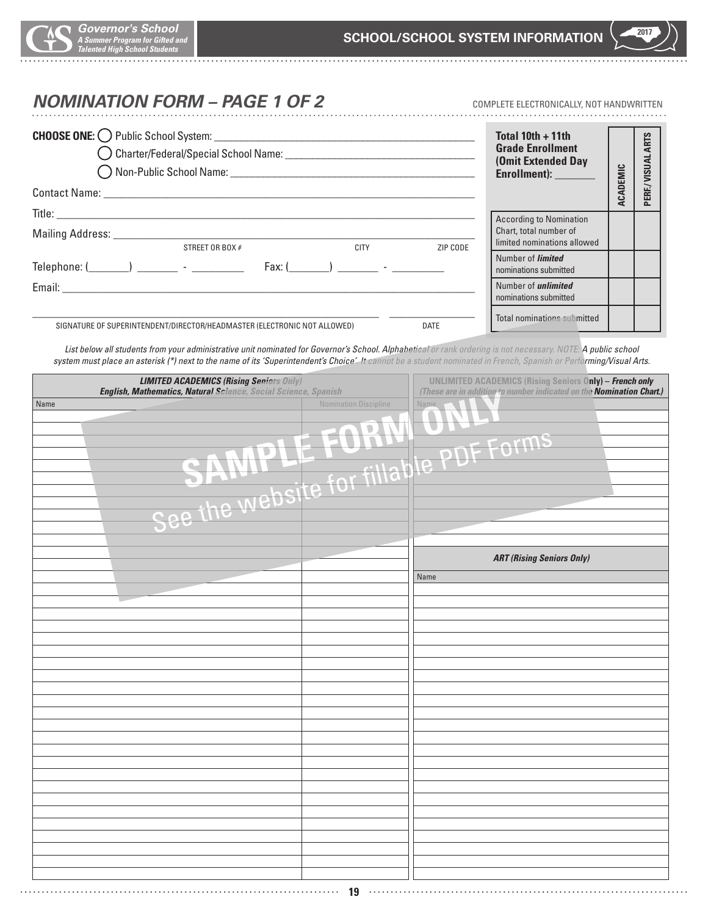## NOMINATION FORM – PAGE 1 OF 2

COMPLETE ELECTRONICALLY, NOT HANDWRITTEN

**CHOOSE ONE:** ◯ Public School System: ______________________________

◯ Charter/Federal/Special School Name: ______________________________

◯ Non-Public School Name: ______________________________

Contact Name: ______________________________

Title: ______________________________

Mailing Address: ______________________________
STREET OR BOX # CITY ZIP CODE

Telephone: (_______) _______ - _________ Fax: (_______) _______ - _________

Email: ______________________________

______________________________ ______________
SIGNATURE OF SUPERINTENDENT/DIRECTOR/HEADMASTER (ELECTRONIC NOT ALLOWED) DATE

| **Total 10th + 11th Grade Enrollment (Omit Extended Day Enrollment):** _______ | **ACADEMIC** | **PERF./VISUAL ARTS** |
|---|---|---|
| According to Nomination Chart, total number of limited nominations allowed | | |
| Number of ***limited*** nominations submitted | | |
| Number of ***unlimited*** nominations submitted | | |
| Total nominations submitted | | |

*List below all students from your administrative unit nominated for Governor's School. Alphabetical or rank ordering is not necessary. NOTE: A public school system must place an asterisk (*) next to the name of its 'Superintendent's Choice'. It cannot be a student nominated in French, Spanish or Performing/Visual Arts.*

SAMPLE FORM ONLY

See the website for fillable PDF Forms

| ***LIMITED ACADEMICS (Rising Seniors Only)*** ***English, Mathematics, Natural Science, Social Science, Spanish*** | |
|---|---|
| Name | Nomination Discipline |
| | |
| | |
| | |
| | |
| | |
| | |
| | |
| | |
| | |
| | |
| | |
| | |
| | |
| | |
| | |
| | |
| | |
| | |
| | |
| | |
| | |
| | |
| | |
| | |
| | |
| | |
| | |
| | |
| | |
| | |
| | |
| | |
| | |
| | |
| | |
| | |
| | |

| **UNLIMITED ACADEMICS (Rising Seniors Only) – *French only*** ***(These are in addition to number indicated on the Nomination Chart.)*** |
|---|
| Name |
| |
| |
| |
| |
| |
| |
| |
| |
| |
| |
| |

| ***ART (Rising Seniors Only)*** |
|---|
| Name |
| |
| |
| |
| |
| |
| |
| |
| |
| |
| |
| |
| |
| |
| |
| |
| |
| |
| |
| |
| |
| |
| |
| |
| |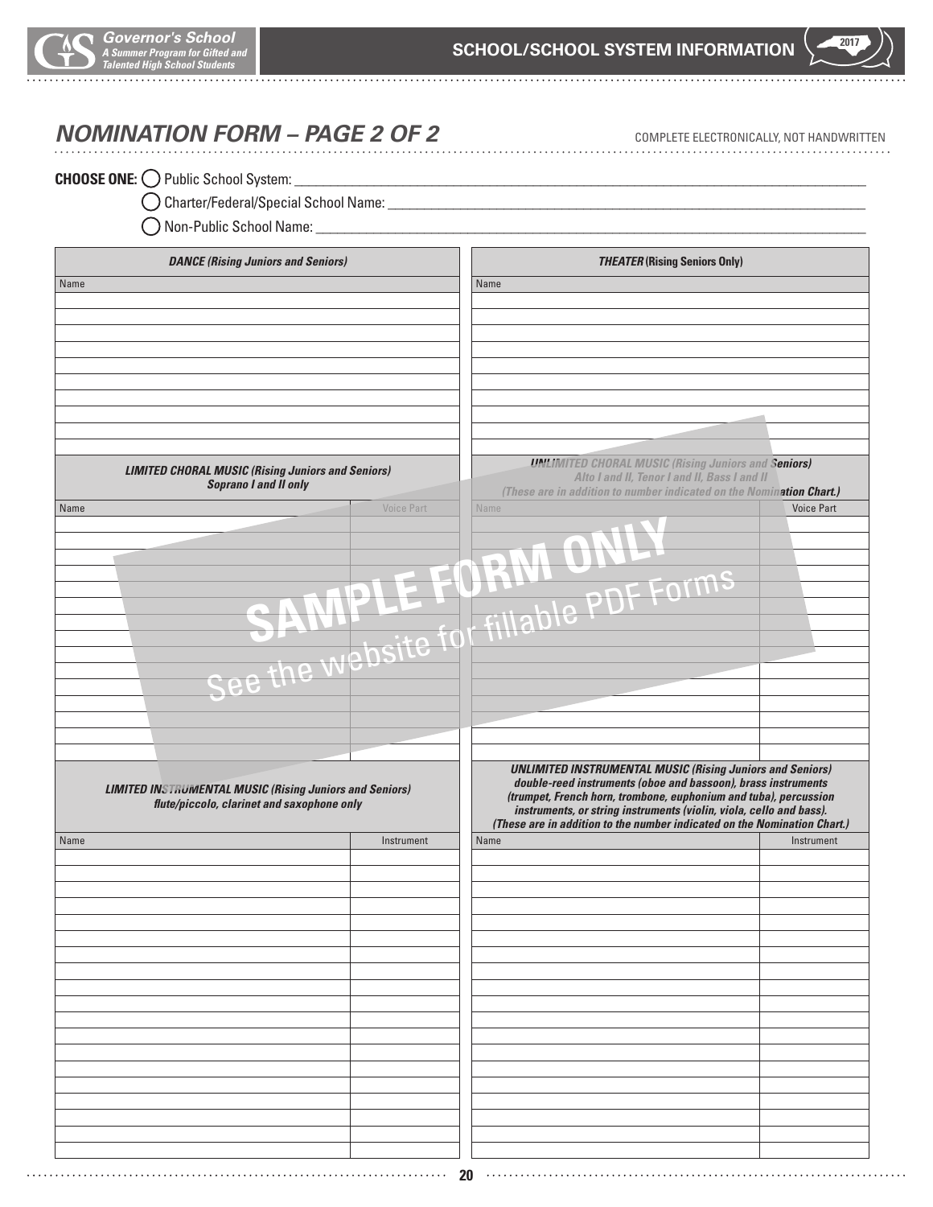## NOMINATION FORM – PAGE 2 OF 2

COMPLETE ELECTRONICALLY, NOT HANDWRITTEN

**CHOOSE ONE:** ◯ Public School System: ______________________________

◯ Charter/Federal/Special School Name: ______________________________

◯ Non-Public School Name: ______________________________

| ***DANCE* (Rising Juniors and Seniors)** |
| --- |
| Name |
| |
| |
| |
| |
| |
| |
| |
| |
| |
| |

| ***THEATER* (Rising Seniors Only)** |
| --- |
| Name |
| |
| |
| |
| |
| |
| |
| |
| |
| |
| |

| ***LIMITED CHORAL MUSIC* (Rising Juniors and Seniors) Soprano I and II only** | |
| --- | --- |
| Name | Voice Part |
| | |
| | |
| | |
| | |
| | |
| | |
| | |
| | |
| | |
| | |
| | |
| | |
| | |
| | |
| | |

| ***UNLIMITED CHORAL MUSIC* (Rising Juniors and Seniors) Alto I and II, Tenor I and II, Bass I and II (These are in addition to number indicated on the Nomination Chart.)** | |
| --- | --- |
| Name | Voice Part |
| | |
| | |
| | |
| | |
| | |
| | |
| | |
| | |
| | |
| | |
| | |
| | |
| | |
| | |
| | |

SAMPLE FORM ONLY

See the website for fillable PDF Forms

| ***LIMITED INSTRUMENTAL MUSIC* (Rising Juniors and Seniors) flute/piccolo, clarinet and saxophone only** | |
| --- | --- |
| Name | Instrument |
| | |
| | |
| | |
| | |
| | |
| | |
| | |
| | |
| | |
| | |
| | |
| | |
| | |
| | |
| | |
| | |
| | |
| | |
| | |

| ***UNLIMITED INSTRUMENTAL MUSIC* (Rising Juniors and Seniors) double-reed instruments (oboe and bassoon), brass instruments (trumpet, French horn, trombone, euphonium and tuba), percussion instruments, or string instruments (violin, viola, cello and bass). (These are in addition to the number indicated on the Nomination Chart.)** | |
| --- | --- |
| Name | Instrument |
| | |
| | |
| | |
| | |
| | |
| | |
| | |
| | |
| | |
| | |
| | |
| | |
| | |
| | |
| | |
| | |
| | |
| | |
| | |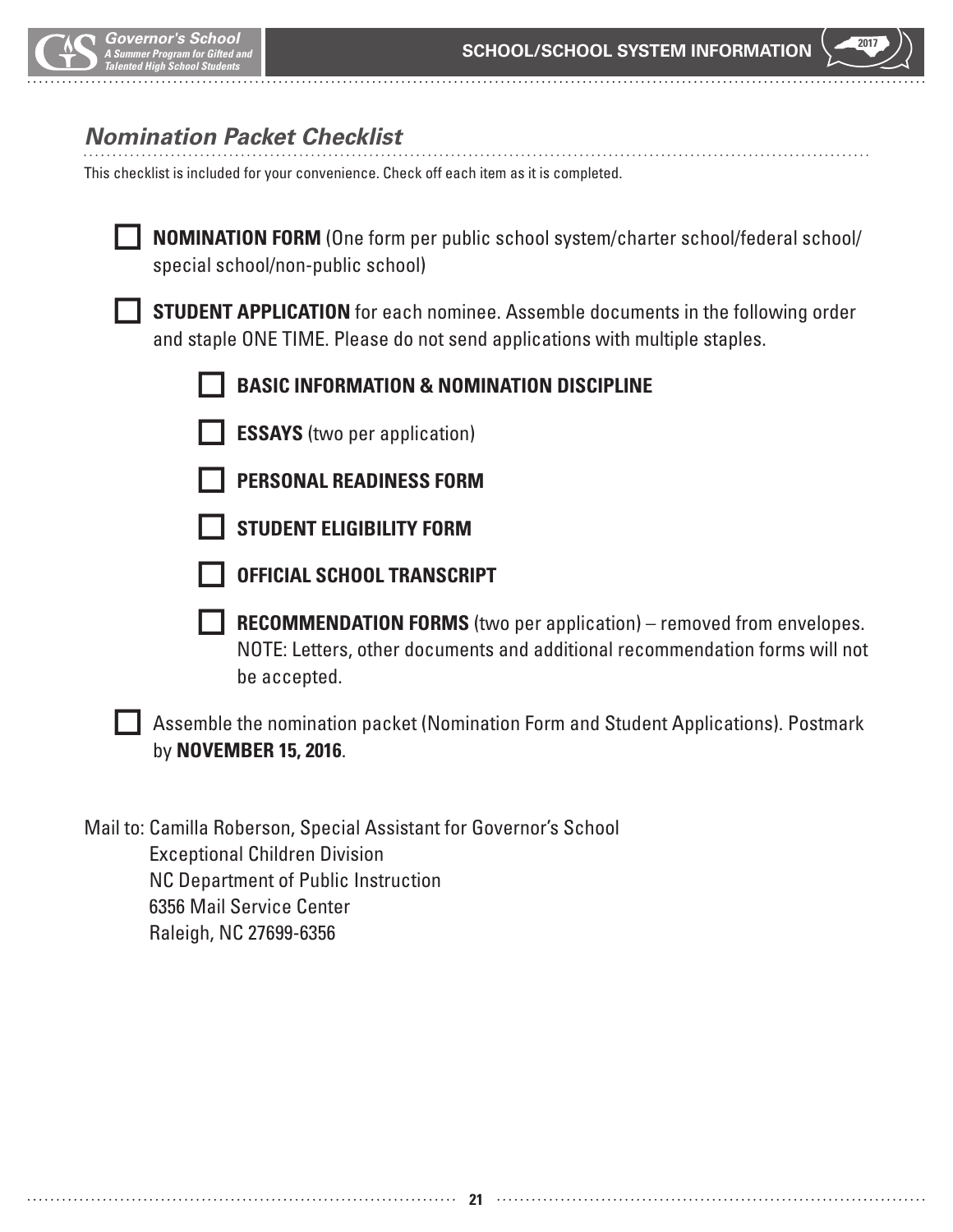## *Nomination Packet Checklist*

This checklist is included for your convenience. Check off each item as it is completed.

- ☐ **NOMINATION FORM** (One form per public school system/charter school/federal school/special school/non-public school)
- ☐ **STUDENT APPLICATION** for each nominee. Assemble documents in the following order and staple ONE TIME. Please do not send applications with multiple staples.
  - ☐ **BASIC INFORMATION & NOMINATION DISCIPLINE**
  - ☐ **ESSAYS** (two per application)
  - ☐ **PERSONAL READINESS FORM**
  - ☐ **STUDENT ELIGIBILITY FORM**
  - ☐ **OFFICIAL SCHOOL TRANSCRIPT**
  - ☐ **RECOMMENDATION FORMS** (two per application) – removed from envelopes. NOTE: Letters, other documents and additional recommendation forms will not be accepted.
- ☐ Assemble the nomination packet (Nomination Form and Student Applications). Postmark by **NOVEMBER 15, 2016**.

Mail to: Camilla Roberson, Special Assistant for Governor's School
Exceptional Children Division
NC Department of Public Instruction
6356 Mail Service Center
Raleigh, NC 27699-6356